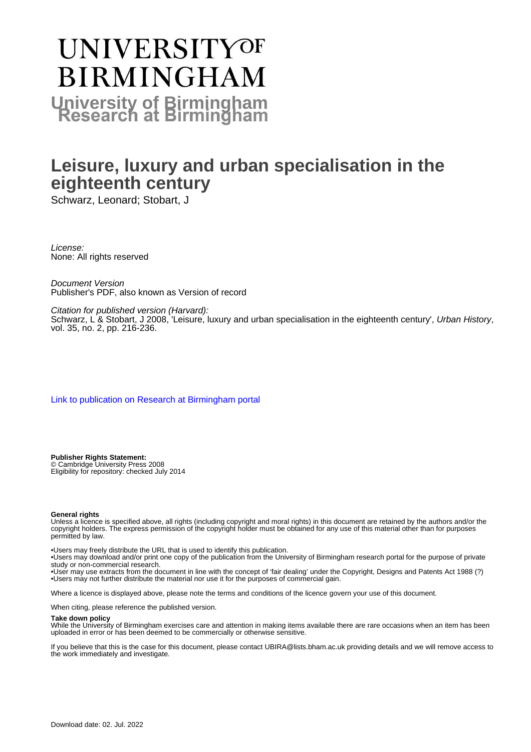# UNIVERSITY OF BIRMINGHAM

## University of Birmingham Research at Birmingham

# Leisure, luxury and urban specialisation in the eighteenth century

Schwarz, Leonard; Stobart, J

*License:*
None: All rights reserved

*Document Version*
Publisher's PDF, also known as Version of record

*Citation for published version (Harvard):*
Schwarz, L & Stobart, J 2008, 'Leisure, luxury and urban specialisation in the eighteenth century', *Urban History*, vol. 35, no. 2, pp. 216-236.

Link to publication on Research at Birmingham portal

**Publisher Rights Statement:**
© Cambridge University Press 2008
Eligibility for repository: checked July 2014

**General rights**
Unless a licence is specified above, all rights (including copyright and moral rights) in this document are retained by the authors and/or the copyright holders. The express permission of the copyright holder must be obtained for any use of this material other than for purposes permitted by law.

•Users may freely distribute the URL that is used to identify this publication.
•Users may download and/or print one copy of the publication from the University of Birmingham research portal for the purpose of private study or non-commercial research.
•User may use extracts from the document in line with the concept of 'fair dealing' under the Copyright, Designs and Patents Act 1988 (?)
•Users may not further distribute the material nor use it for the purposes of commercial gain.

Where a licence is displayed above, please note the terms and conditions of the licence govern your use of this document.

When citing, please reference the published version.

**Take down policy**
While the University of Birmingham exercises care and attention in making items available there are rare occasions when an item has been uploaded in error or has been deemed to be commercially or otherwise sensitive.

If you believe that this is the case for this document, please contact UBIRA@lists.bham.ac.uk providing details and we will remove access to the work immediately and investigate.

Download date: 02. Jul. 2022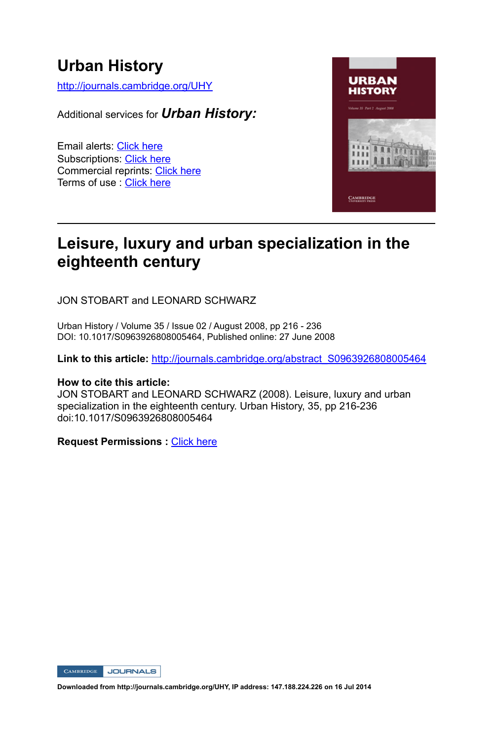# Urban History

http://journals.cambridge.org/UHY

Additional services for ***Urban History:***

Email alerts: Click here
Subscriptions: Click here
Commercial reprints: Click here
Terms of use : Click here

---

# Leisure, luxury and urban specialization in the eighteenth century

JON STOBART and LEONARD SCHWARZ

Urban History / Volume 35 / Issue 02 / August 2008, pp 216 - 236
DOI: 10.1017/S0963926808005464, Published online: 27 June 2008

**Link to this article:** http://journals.cambridge.org/abstract_S0963926808005464

**How to cite this article:**
JON STOBART and LEONARD SCHWARZ (2008). Leisure, luxury and urban specialization in the eighteenth century. Urban History, 35, pp 216-236 doi:10.1017/S0963926808005464

**Request Permissions :** Click here

**Downloaded from http://journals.cambridge.org/UHY, IP address: 147.188.224.226 on 16 Jul 2014**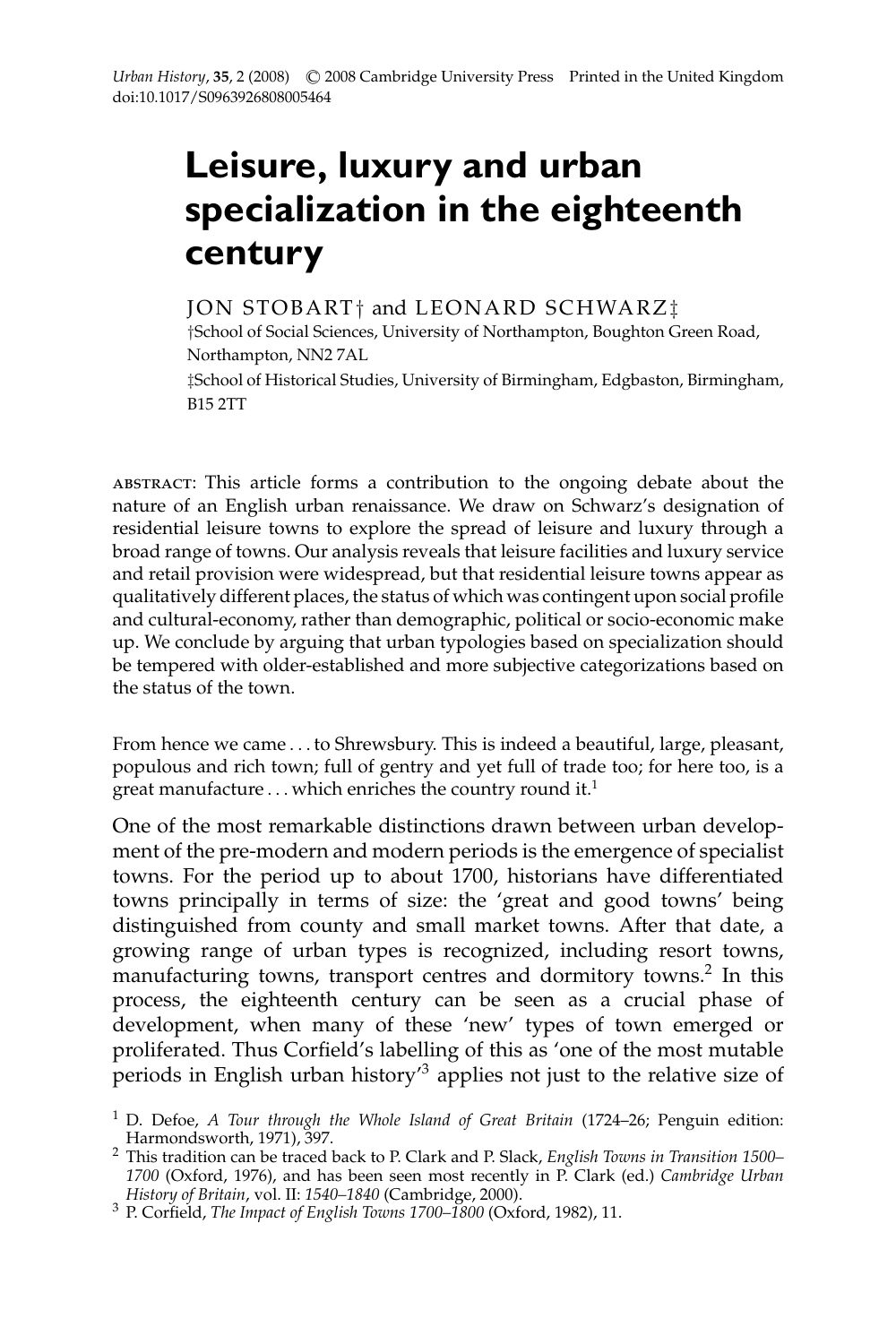# Leisure, luxury and urban specialization in the eighteenth century

JON STOBART† and LEONARD SCHWARZ‡

†School of Social Sciences, University of Northampton, Boughton Green Road, Northampton, NN2 7AL

‡School of Historical Studies, University of Birmingham, Edgbaston, Birmingham, B15 2TT

ABSTRACT: This article forms a contribution to the ongoing debate about the nature of an English urban renaissance. We draw on Schwarz's designation of residential leisure towns to explore the spread of leisure and luxury through a broad range of towns. Our analysis reveals that leisure facilities and luxury service and retail provision were widespread, but that residential leisure towns appear as qualitatively different places, the status of which was contingent upon social profile and cultural-economy, rather than demographic, political or socio-economic make up. We conclude by arguing that urban typologies based on specialization should be tempered with older-established and more subjective categorizations based on the status of the town.

From hence we came . . . to Shrewsbury. This is indeed a beautiful, large, pleasant, populous and rich town; full of gentry and yet full of trade too; for here too, is a great manufacture . . . which enriches the country round it.[1]

One of the most remarkable distinctions drawn between urban development of the pre-modern and modern periods is the emergence of specialist towns. For the period up to about 1700, historians have differentiated towns principally in terms of size: the 'great and good towns' being distinguished from county and small market towns. After that date, a growing range of urban types is recognized, including resort towns, manufacturing towns, transport centres and dormitory towns.[2] In this process, the eighteenth century can be seen as a crucial phase of development, when many of these 'new' types of town emerged or proliferated. Thus Corfield's labelling of this as 'one of the most mutable periods in English urban history'[3] applies not just to the relative size of

---

[1] D. Defoe, *A Tour through the Whole Island of Great Britain* (1724–26; Penguin edition: Harmondsworth, 1971), 397.

[2] This tradition can be traced back to P. Clark and P. Slack, *English Towns in Transition 1500–1700* (Oxford, 1976), and has been seen most recently in P. Clark (ed.) *Cambridge Urban History of Britain*, vol. II: *1540–1840* (Cambridge, 2000).

[3] P. Corfield, *The Impact of English Towns 1700–1800* (Oxford, 1982), 11.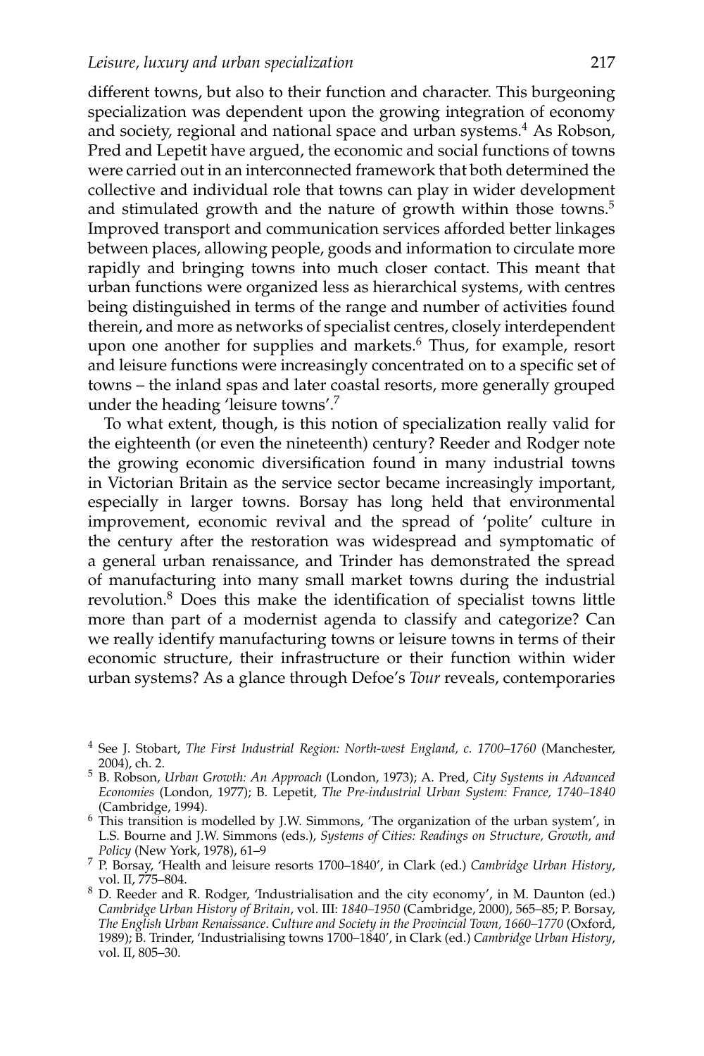different towns, but also to their function and character. This burgeoning specialization was dependent upon the growing integration of economy and society, regional and national space and urban systems.[4] As Robson, Pred and Lepetit have argued, the economic and social functions of towns were carried out in an interconnected framework that both determined the collective and individual role that towns can play in wider development and stimulated growth and the nature of growth within those towns.[5] Improved transport and communication services afforded better linkages between places, allowing people, goods and information to circulate more rapidly and bringing towns into much closer contact. This meant that urban functions were organized less as hierarchical systems, with centres being distinguished in terms of the range and number of activities found therein, and more as networks of specialist centres, closely interdependent upon one another for supplies and markets.[6] Thus, for example, resort and leisure functions were increasingly concentrated on to a specific set of towns – the inland spas and later coastal resorts, more generally grouped under the heading 'leisure towns'.[7]

To what extent, though, is this notion of specialization really valid for the eighteenth (or even the nineteenth) century? Reeder and Rodger note the growing economic diversification found in many industrial towns in Victorian Britain as the service sector became increasingly important, especially in larger towns. Borsay has long held that environmental improvement, economic revival and the spread of 'polite' culture in the century after the restoration was widespread and symptomatic of a general urban renaissance, and Trinder has demonstrated the spread of manufacturing into many small market towns during the industrial revolution.[8] Does this make the identification of specialist towns little more than part of a modernist agenda to classify and categorize? Can we really identify manufacturing towns or leisure towns in terms of their economic structure, their infrastructure or their function within wider urban systems? As a glance through Defoe's *Tour* reveals, contemporaries

---

[4] See J. Stobart, *The First Industrial Region: North-west England, c. 1700–1760* (Manchester, 2004), ch. 2.

[5] B. Robson, *Urban Growth: An Approach* (London, 1973); A. Pred, *City Systems in Advanced Economies* (London, 1977); B. Lepetit, *The Pre-industrial Urban System: France, 1740–1840* (Cambridge, 1994).

[6] This transition is modelled by J.W. Simmons, 'The organization of the urban system', in L.S. Bourne and J.W. Simmons (eds.), *Systems of Cities: Readings on Structure, Growth, and Policy* (New York, 1978), 61–9

[7] P. Borsay, 'Health and leisure resorts 1700–1840', in Clark (ed.) *Cambridge Urban History*, vol. II, 775–804.

[8] D. Reeder and R. Rodger, 'Industrialisation and the city economy', in M. Daunton (ed.) *Cambridge Urban History of Britain*, vol. III: *1840–1950* (Cambridge, 2000), 565–85; P. Borsay, *The English Urban Renaissance. Culture and Society in the Provincial Town, 1660–1770* (Oxford, 1989); B. Trinder, 'Industrialising towns 1700–1840', in Clark (ed.) *Cambridge Urban History*, vol. II, 805–30.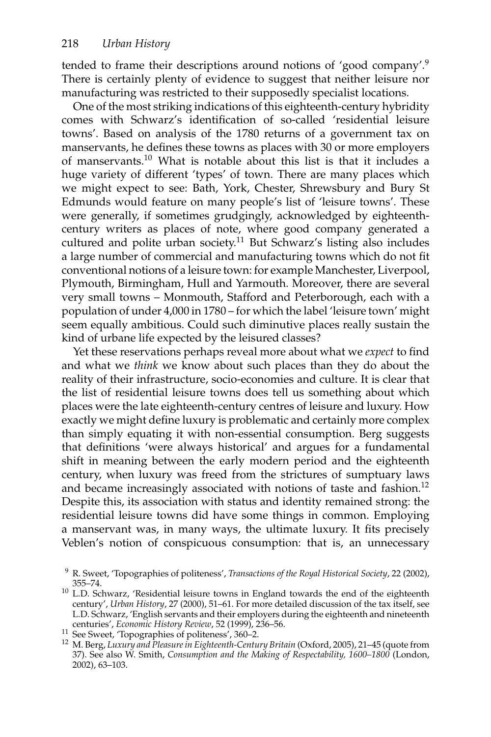tended to frame their descriptions around notions of 'good company'.[9] There is certainly plenty of evidence to suggest that neither leisure nor manufacturing was restricted to their supposedly specialist locations.

One of the most striking indications of this eighteenth-century hybridity comes with Schwarz's identification of so-called 'residential leisure towns'. Based on analysis of the 1780 returns of a government tax on manservants, he defines these towns as places with 30 or more employers of manservants.[10] What is notable about this list is that it includes a huge variety of different 'types' of town. There are many places which we might expect to see: Bath, York, Chester, Shrewsbury and Bury St Edmunds would feature on many people's list of 'leisure towns'. These were generally, if sometimes grudgingly, acknowledged by eighteenth-century writers as places of note, where good company generated a cultured and polite urban society.[11] But Schwarz's listing also includes a large number of commercial and manufacturing towns which do not fit conventional notions of a leisure town: for example Manchester, Liverpool, Plymouth, Birmingham, Hull and Yarmouth. Moreover, there are several very small towns – Monmouth, Stafford and Peterborough, each with a population of under 4,000 in 1780 – for which the label 'leisure town' might seem equally ambitious. Could such diminutive places really sustain the kind of urbane life expected by the leisured classes?

Yet these reservations perhaps reveal more about what we *expect* to find and what we *think* we know about such places than they do about the reality of their infrastructure, socio-economies and culture. It is clear that the list of residential leisure towns does tell us something about which places were the late eighteenth-century centres of leisure and luxury. How exactly we might define luxury is problematic and certainly more complex than simply equating it with non-essential consumption. Berg suggests that definitions 'were always historical' and argues for a fundamental shift in meaning between the early modern period and the eighteenth century, when luxury was freed from the strictures of sumptuary laws and became increasingly associated with notions of taste and fashion.[12] Despite this, its association with status and identity remained strong: the residential leisure towns did have some things in common. Employing a manservant was, in many ways, the ultimate luxury. It fits precisely Veblen's notion of conspicuous consumption: that is, an unnecessary

[9] R. Sweet, 'Topographies of politeness', *Transactions of the Royal Historical Society*, 22 (2002), 355–74.

[10] L.D. Schwarz, 'Residential leisure towns in England towards the end of the eighteenth century', *Urban History*, 27 (2000), 51–61. For more detailed discussion of the tax itself, see L.D. Schwarz, 'English servants and their employers during the eighteenth and nineteenth centuries', *Economic History Review*, 52 (1999), 236–56.

[11] See Sweet, 'Topographies of politeness', 360–2.

[12] M. Berg, *Luxury and Pleasure in Eighteenth-Century Britain* (Oxford, 2005), 21–45 (quote from 37). See also W. Smith, *Consumption and the Making of Respectability, 1600–1800* (London, 2002), 63–103.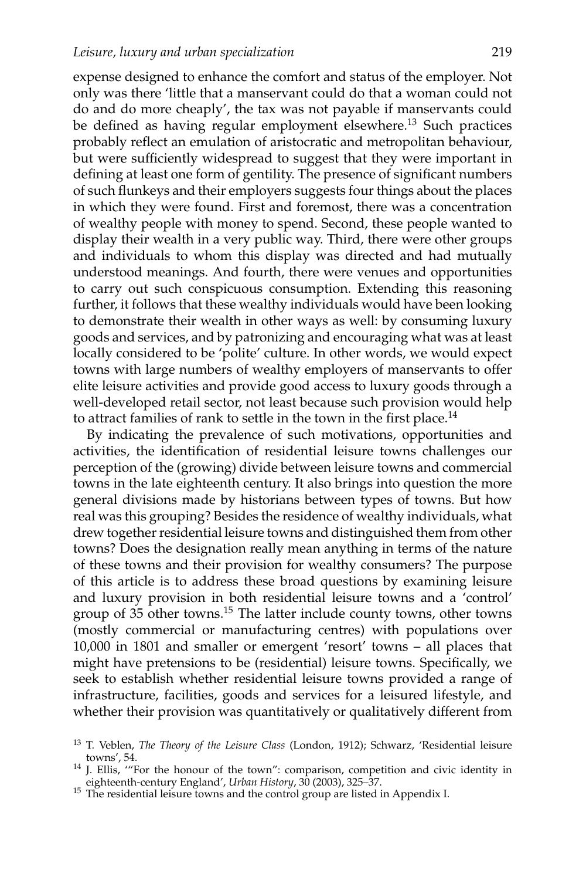expense designed to enhance the comfort and status of the employer. Not only was there 'little that a manservant could do that a woman could not do and do more cheaply', the tax was not payable if manservants could be defined as having regular employment elsewhere.[13] Such practices probably reflect an emulation of aristocratic and metropolitan behaviour, but were sufficiently widespread to suggest that they were important in defining at least one form of gentility. The presence of significant numbers of such flunkeys and their employers suggests four things about the places in which they were found. First and foremost, there was a concentration of wealthy people with money to spend. Second, these people wanted to display their wealth in a very public way. Third, there were other groups and individuals to whom this display was directed and had mutually understood meanings. And fourth, there were venues and opportunities to carry out such conspicuous consumption. Extending this reasoning further, it follows that these wealthy individuals would have been looking to demonstrate their wealth in other ways as well: by consuming luxury goods and services, and by patronizing and encouraging what was at least locally considered to be 'polite' culture. In other words, we would expect towns with large numbers of wealthy employers of manservants to offer elite leisure activities and provide good access to luxury goods through a well-developed retail sector, not least because such provision would help to attract families of rank to settle in the town in the first place.[14]

By indicating the prevalence of such motivations, opportunities and activities, the identification of residential leisure towns challenges our perception of the (growing) divide between leisure towns and commercial towns in the late eighteenth century. It also brings into question the more general divisions made by historians between types of towns. But how real was this grouping? Besides the residence of wealthy individuals, what drew together residential leisure towns and distinguished them from other towns? Does the designation really mean anything in terms of the nature of these towns and their provision for wealthy consumers? The purpose of this article is to address these broad questions by examining leisure and luxury provision in both residential leisure towns and a 'control' group of 35 other towns.[15] The latter include county towns, other towns (mostly commercial or manufacturing centres) with populations over 10,000 in 1801 and smaller or emergent 'resort' towns – all places that might have pretensions to be (residential) leisure towns. Specifically, we seek to establish whether residential leisure towns provided a range of infrastructure, facilities, goods and services for a leisured lifestyle, and whether their provision was quantitatively or qualitatively different from

[13] T. Veblen, *The Theory of the Leisure Class* (London, 1912); Schwarz, 'Residential leisure towns', 54.

[14] J. Ellis, '"For the honour of the town": comparison, competition and civic identity in eighteenth-century England', *Urban History*, 30 (2003), 325–37.

[15] The residential leisure towns and the control group are listed in Appendix I.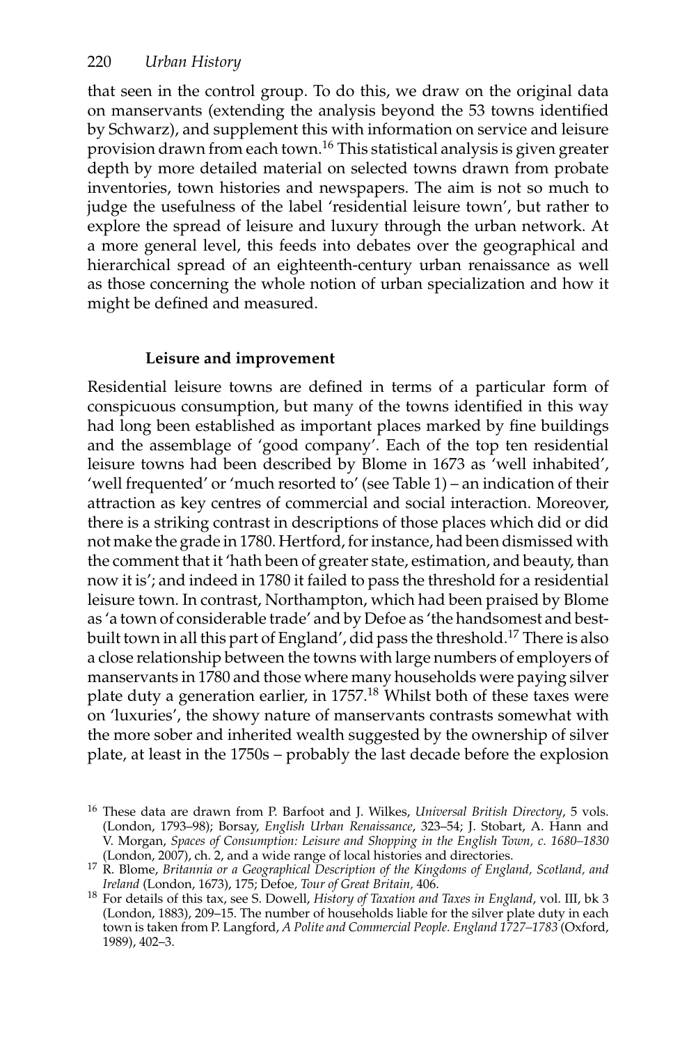that seen in the control group. To do this, we draw on the original data on manservants (extending the analysis beyond the 53 towns identified by Schwarz), and supplement this with information on service and leisure provision drawn from each town.[16] This statistical analysis is given greater depth by more detailed material on selected towns drawn from probate inventories, town histories and newspapers. The aim is not so much to judge the usefulness of the label 'residential leisure town', but rather to explore the spread of leisure and luxury through the urban network. At a more general level, this feeds into debates over the geographical and hierarchical spread of an eighteenth-century urban renaissance as well as those concerning the whole notion of urban specialization and how it might be defined and measured.

### Leisure and improvement

Residential leisure towns are defined in terms of a particular form of conspicuous consumption, but many of the towns identified in this way had long been established as important places marked by fine buildings and the assemblage of 'good company'. Each of the top ten residential leisure towns had been described by Blome in 1673 as 'well inhabited', 'well frequented' or 'much resorted to' (see Table 1) – an indication of their attraction as key centres of commercial and social interaction. Moreover, there is a striking contrast in descriptions of those places which did or did not make the grade in 1780. Hertford, for instance, had been dismissed with the comment that it 'hath been of greater state, estimation, and beauty, than now it is'; and indeed in 1780 it failed to pass the threshold for a residential leisure town. In contrast, Northampton, which had been praised by Blome as 'a town of considerable trade' and by Defoe as 'the handsomest and best-built town in all this part of England', did pass the threshold.[17] There is also a close relationship between the towns with large numbers of employers of manservants in 1780 and those where many households were paying silver plate duty a generation earlier, in 1757.[18] Whilst both of these taxes were on 'luxuries', the showy nature of manservants contrasts somewhat with the more sober and inherited wealth suggested by the ownership of silver plate, at least in the 1750s – probably the last decade before the explosion

---

[16] These data are drawn from P. Barfoot and J. Wilkes, *Universal British Directory*, 5 vols. (London, 1793–98); Borsay, *English Urban Renaissance*, 323–54; J. Stobart, A. Hann and V. Morgan, *Spaces of Consumption: Leisure and Shopping in the English Town, c. 1680–1830* (London, 2007), ch. 2, and a wide range of local histories and directories.

[17] R. Blome, *Britannia or a Geographical Description of the Kingdoms of England, Scotland, and Ireland* (London, 1673), 175; Defoe, *Tour of Great Britain*, 406.

[18] For details of this tax, see S. Dowell, *History of Taxation and Taxes in England*, vol. III, bk 3 (London, 1883), 209–15. The number of households liable for the silver plate duty in each town is taken from P. Langford, *A Polite and Commercial People. England 1727–1783* (Oxford, 1989), 402–3.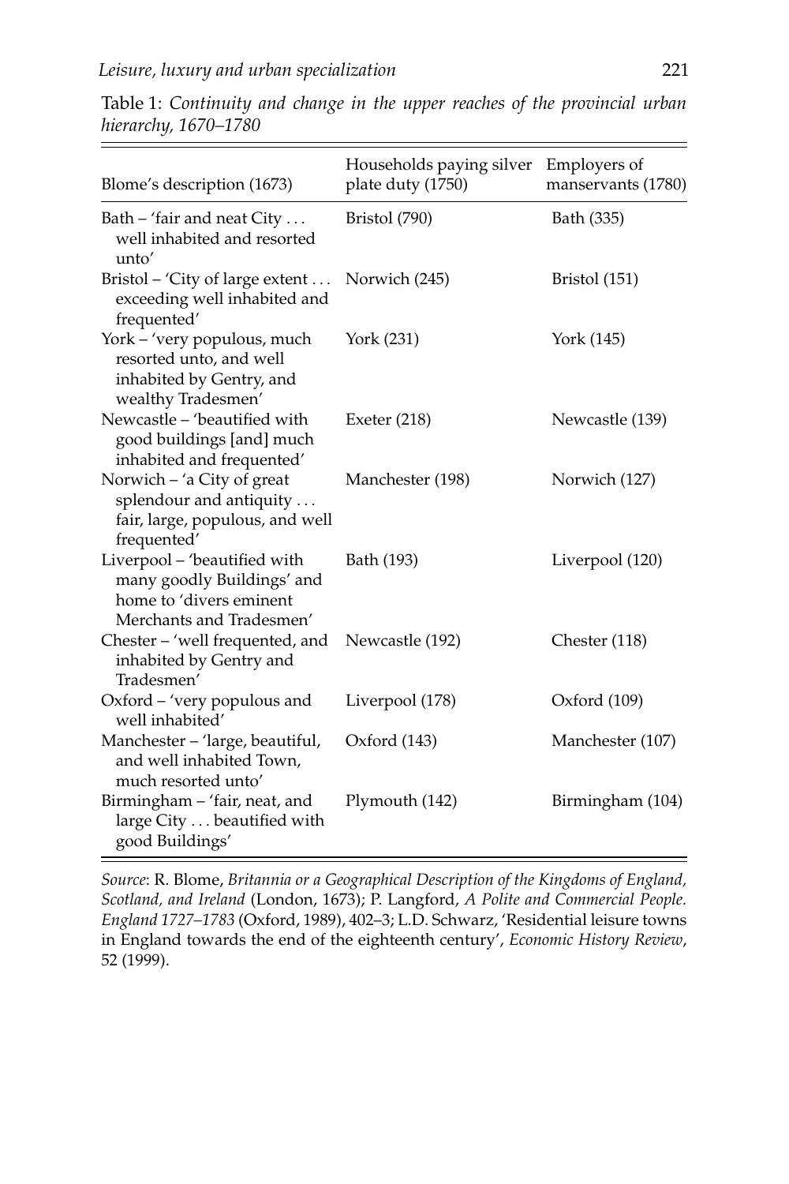Table 1: *Continuity and change in the upper reaches of the provincial urban hierarchy, 1670–1780*

| Blome's description (1673) | Households paying silver plate duty (1750) | Employers of manservants (1780) |
|---|---|---|
| Bath – 'fair and neat City . . . well inhabited and resorted unto' | Bristol (790) | Bath (335) |
| Bristol – 'City of large extent . . . exceeding well inhabited and frequented' | Norwich (245) | Bristol (151) |
| York – 'very populous, much resorted unto, and well inhabited by Gentry, and wealthy Tradesmen' | York (231) | York (145) |
| Newcastle – 'beautified with good buildings [and] much inhabited and frequented' | Exeter (218) | Newcastle (139) |
| Norwich – 'a City of great splendour and antiquity . . . fair, large, populous, and well frequented' | Manchester (198) | Norwich (127) |
| Liverpool – 'beautified with many goodly Buildings' and home to 'divers eminent Merchants and Tradesmen' | Bath (193) | Liverpool (120) |
| Chester – 'well frequented, and inhabited by Gentry and Tradesmen' | Newcastle (192) | Chester (118) |
| Oxford – 'very populous and well inhabited' | Liverpool (178) | Oxford (109) |
| Manchester – 'large, beautiful, and well inhabited Town, much resorted unto' | Oxford (143) | Manchester (107) |
| Birmingham – 'fair, neat, and large City . . . beautified with good Buildings' | Plymouth (142) | Birmingham (104) |

*Source*: R. Blome, *Britannia or a Geographical Description of the Kingdoms of England, Scotland, and Ireland* (London, 1673); P. Langford, *A Polite and Commercial People. England 1727–1783* (Oxford, 1989), 402–3; L.D. Schwarz, 'Residential leisure towns in England towards the end of the eighteenth century', *Economic History Review*, 52 (1999).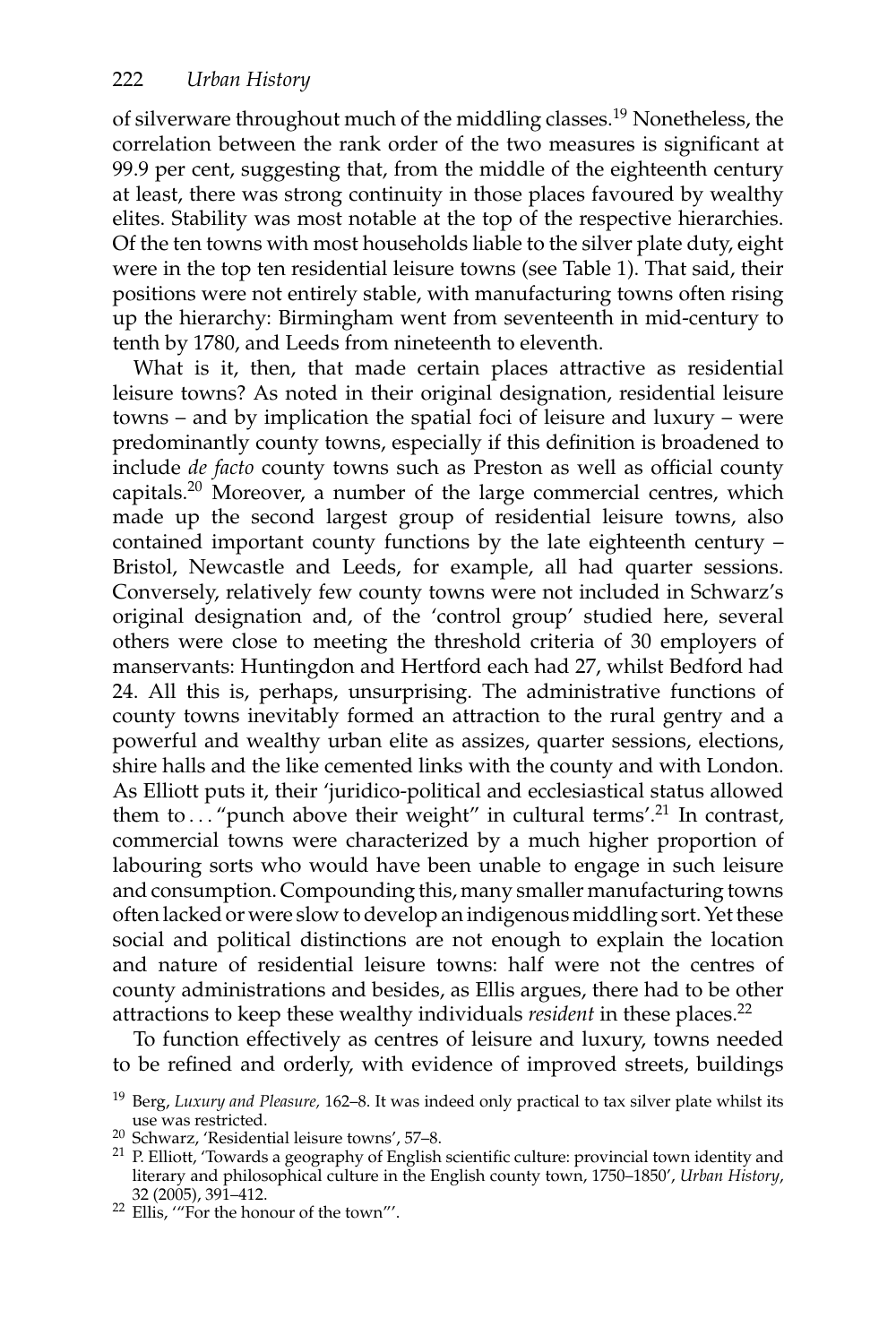of silverware throughout much of the middling classes.[19] Nonetheless, the correlation between the rank order of the two measures is significant at 99.9 per cent, suggesting that, from the middle of the eighteenth century at least, there was strong continuity in those places favoured by wealthy elites. Stability was most notable at the top of the respective hierarchies. Of the ten towns with most households liable to the silver plate duty, eight were in the top ten residential leisure towns (see Table 1). That said, their positions were not entirely stable, with manufacturing towns often rising up the hierarchy: Birmingham went from seventeenth in mid-century to tenth by 1780, and Leeds from nineteenth to eleventh.

What is it, then, that made certain places attractive as residential leisure towns? As noted in their original designation, residential leisure towns – and by implication the spatial foci of leisure and luxury – were predominantly county towns, especially if this definition is broadened to include *de facto* county towns such as Preston as well as official county capitals.[20] Moreover, a number of the large commercial centres, which made up the second largest group of residential leisure towns, also contained important county functions by the late eighteenth century – Bristol, Newcastle and Leeds, for example, all had quarter sessions. Conversely, relatively few county towns were not included in Schwarz's original designation and, of the 'control group' studied here, several others were close to meeting the threshold criteria of 30 employers of manservants: Huntingdon and Hertford each had 27, whilst Bedford had 24. All this is, perhaps, unsurprising. The administrative functions of county towns inevitably formed an attraction to the rural gentry and a powerful and wealthy urban elite as assizes, quarter sessions, elections, shire halls and the like cemented links with the county and with London. As Elliott puts it, their 'juridico-political and ecclesiastical status allowed them to . . . "punch above their weight" in cultural terms'.[21] In contrast, commercial towns were characterized by a much higher proportion of labouring sorts who would have been unable to engage in such leisure and consumption. Compounding this, many smaller manufacturing towns often lacked or were slow to develop an indigenous middling sort. Yet these social and political distinctions are not enough to explain the location and nature of residential leisure towns: half were not the centres of county administrations and besides, as Ellis argues, there had to be other attractions to keep these wealthy individuals *resident* in these places.[22]

To function effectively as centres of leisure and luxury, towns needed to be refined and orderly, with evidence of improved streets, buildings

[19] Berg, *Luxury and Pleasure,* 162–8. It was indeed only practical to tax silver plate whilst its use was restricted.

[20] Schwarz, 'Residential leisure towns', 57–8.

[21] P. Elliott, 'Towards a geography of English scientific culture: provincial town identity and literary and philosophical culture in the English county town, 1750–1850', *Urban History*, 32 (2005), 391–412.

[22] Ellis, '"For the honour of the town"'.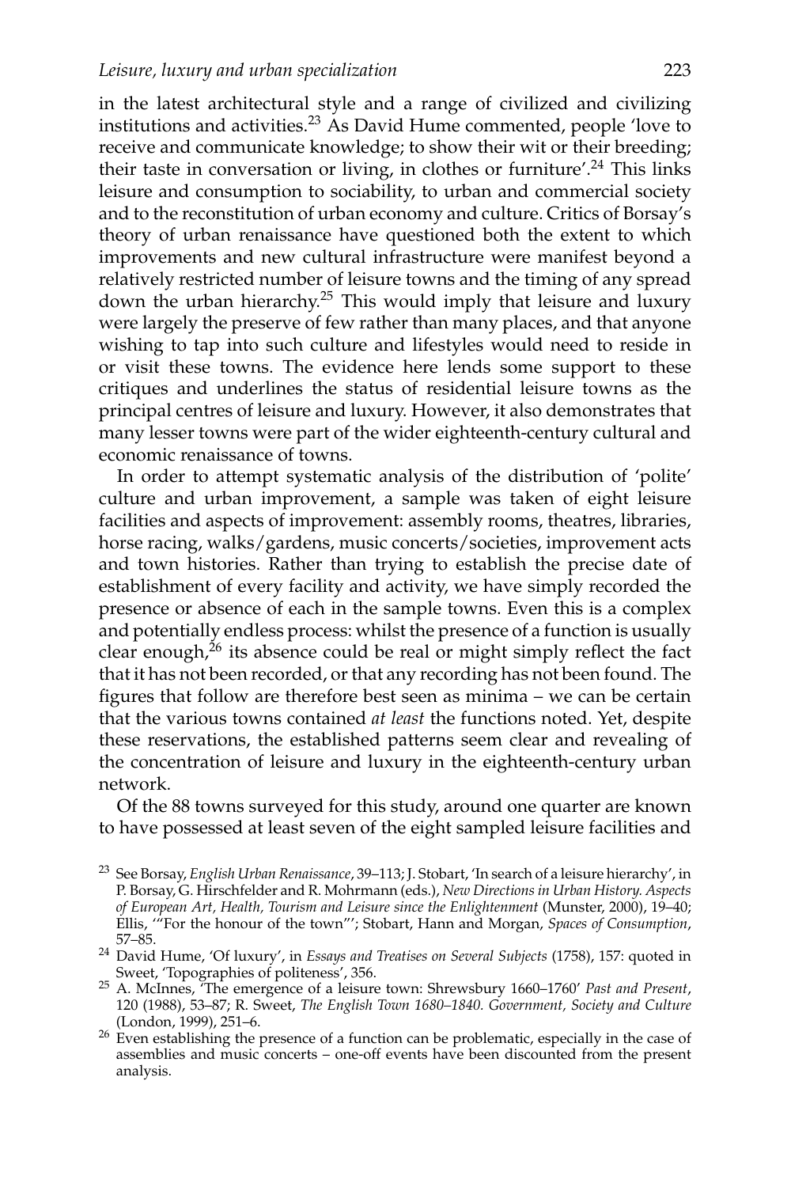in the latest architectural style and a range of civilized and civilizing institutions and activities.[23] As David Hume commented, people 'love to receive and communicate knowledge; to show their wit or their breeding; their taste in conversation or living, in clothes or furniture'.[24] This links leisure and consumption to sociability, to urban and commercial society and to the reconstitution of urban economy and culture. Critics of Borsay's theory of urban renaissance have questioned both the extent to which improvements and new cultural infrastructure were manifest beyond a relatively restricted number of leisure towns and the timing of any spread down the urban hierarchy.[25] This would imply that leisure and luxury were largely the preserve of few rather than many places, and that anyone wishing to tap into such culture and lifestyles would need to reside in or visit these towns. The evidence here lends some support to these critiques and underlines the status of residential leisure towns as the principal centres of leisure and luxury. However, it also demonstrates that many lesser towns were part of the wider eighteenth-century cultural and economic renaissance of towns.

In order to attempt systematic analysis of the distribution of 'polite' culture and urban improvement, a sample was taken of eight leisure facilities and aspects of improvement: assembly rooms, theatres, libraries, horse racing, walks/gardens, music concerts/societies, improvement acts and town histories. Rather than trying to establish the precise date of establishment of every facility and activity, we have simply recorded the presence or absence of each in the sample towns. Even this is a complex and potentially endless process: whilst the presence of a function is usually clear enough,[26] its absence could be real or might simply reflect the fact that it has not been recorded, or that any recording has not been found. The figures that follow are therefore best seen as minima – we can be certain that the various towns contained *at least* the functions noted. Yet, despite these reservations, the established patterns seem clear and revealing of the concentration of leisure and luxury in the eighteenth-century urban network.

Of the 88 towns surveyed for this study, around one quarter are known to have possessed at least seven of the eight sampled leisure facilities and

---

[23] See Borsay, *English Urban Renaissance*, 39–113; J. Stobart, 'In search of a leisure hierarchy', in P. Borsay, G. Hirschfelder and R. Mohrmann (eds.), *New Directions in Urban History. Aspects of European Art, Health, Tourism and Leisure since the Enlightenment* (Munster, 2000), 19–40; Ellis, '"For the honour of the town"'; Stobart, Hann and Morgan, *Spaces of Consumption*, 57–85.

[24] David Hume, 'Of luxury', in *Essays and Treatises on Several Subjects* (1758), 157: quoted in Sweet, 'Topographies of politeness', 356.

[25] A. McInnes, 'The emergence of a leisure town: Shrewsbury 1660–1760' *Past and Present*, 120 (1988), 53–87; R. Sweet, *The English Town 1680–1840. Government, Society and Culture* (London, 1999), 251–6.

[26] Even establishing the presence of a function can be problematic, especially in the case of assemblies and music concerts – one-off events have been discounted from the present analysis.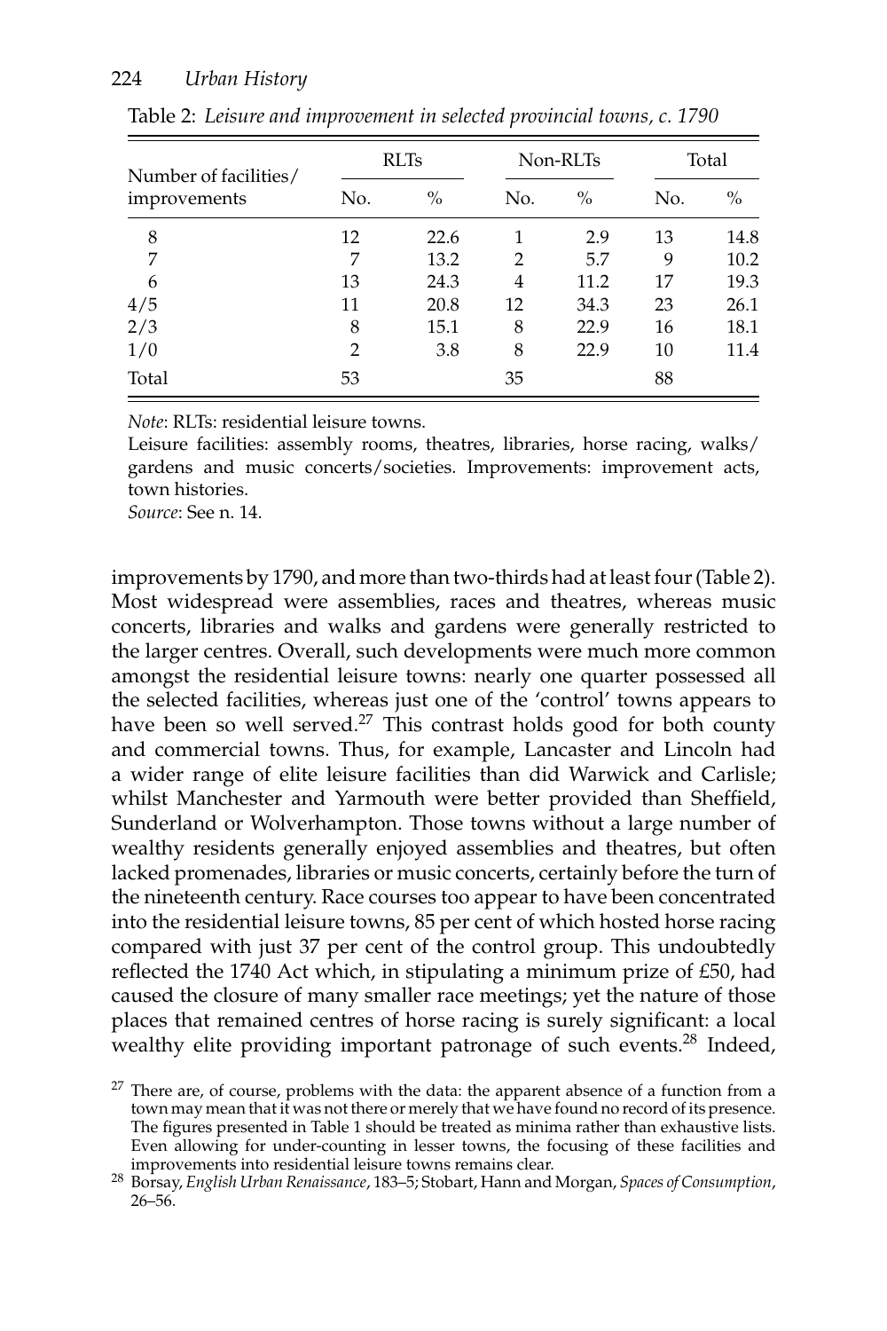Table 2: *Leisure and improvement in selected provincial towns, c. 1790*

| Number of facilities/ improvements | RLTs | | Non-RLTs | | Total | |
|---|---|---|---|---|---|---|
| | No. | % | No. | % | No. | % |
| 8 | 12 | 22.6 | 1 | 2.9 | 13 | 14.8 |
| 7 | 7 | 13.2 | 2 | 5.7 | 9 | 10.2 |
| 6 | 13 | 24.3 | 4 | 11.2 | 17 | 19.3 |
| 4/5 | 11 | 20.8 | 12 | 34.3 | 23 | 26.1 |
| 2/3 | 8 | 15.1 | 8 | 22.9 | 16 | 18.1 |
| 1/0 | 2 | 3.8 | 8 | 22.9 | 10 | 11.4 |
| Total | 53 | | 35 | | 88 | |

*Note*: RLTs: residential leisure towns.
Leisure facilities: assembly rooms, theatres, libraries, horse racing, walks/gardens and music concerts/societies. Improvements: improvement acts, town histories.
*Source*: See n. 14.

improvements by 1790, and more than two-thirds had at least four (Table 2). Most widespread were assemblies, races and theatres, whereas music concerts, libraries and walks and gardens were generally restricted to the larger centres. Overall, such developments were much more common amongst the residential leisure towns: nearly one quarter possessed all the selected facilities, whereas just one of the 'control' towns appears to have been so well served.[27] This contrast holds good for both county and commercial towns. Thus, for example, Lancaster and Lincoln had a wider range of elite leisure facilities than did Warwick and Carlisle; whilst Manchester and Yarmouth were better provided than Sheffield, Sunderland or Wolverhampton. Those towns without a large number of wealthy residents generally enjoyed assemblies and theatres, but often lacked promenades, libraries or music concerts, certainly before the turn of the nineteenth century. Race courses too appear to have been concentrated into the residential leisure towns, 85 per cent of which hosted horse racing compared with just 37 per cent of the control group. This undoubtedly reflected the 1740 Act which, in stipulating a minimum prize of £50, had caused the closure of many smaller race meetings; yet the nature of those places that remained centres of horse racing is surely significant: a local wealthy elite providing important patronage of such events.[28] Indeed,

[27] There are, of course, problems with the data: the apparent absence of a function from a town may mean that it was not there or merely that we have found no record of its presence. The figures presented in Table 1 should be treated as minima rather than exhaustive lists. Even allowing for under-counting in lesser towns, the focusing of these facilities and improvements into residential leisure towns remains clear.

[28] Borsay, *English Urban Renaissance*, 183–5; Stobart, Hann and Morgan, *Spaces of Consumption*, 26–56.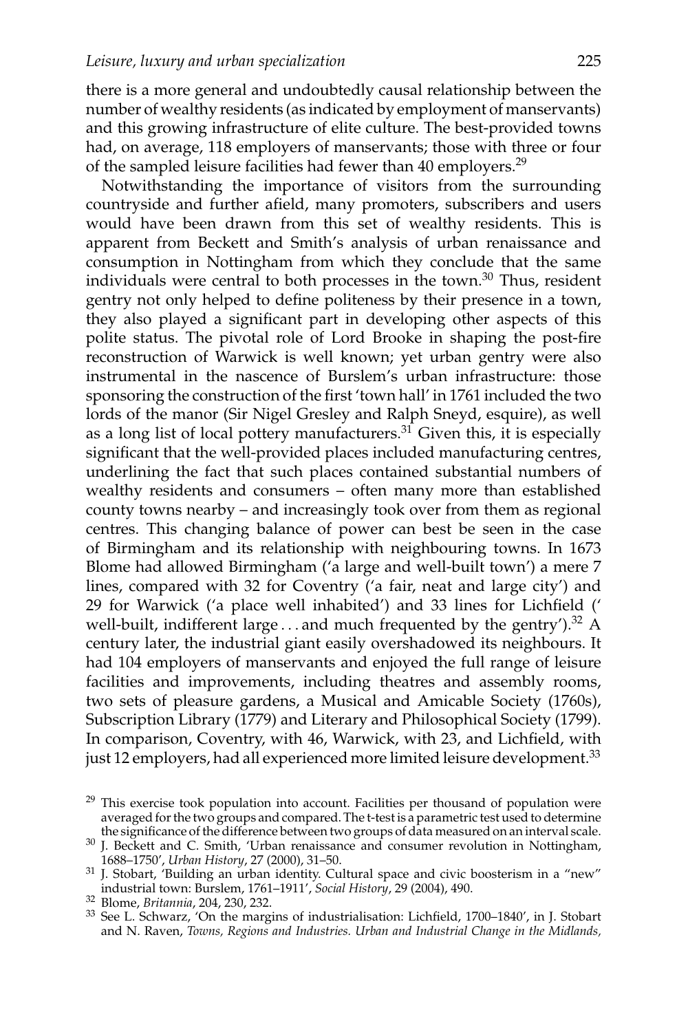there is a more general and undoubtedly causal relationship between the number of wealthy residents (as indicated by employment of manservants) and this growing infrastructure of elite culture. The best-provided towns had, on average, 118 employers of manservants; those with three or four of the sampled leisure facilities had fewer than 40 employers.[29]

Notwithstanding the importance of visitors from the surrounding countryside and further afield, many promoters, subscribers and users would have been drawn from this set of wealthy residents. This is apparent from Beckett and Smith's analysis of urban renaissance and consumption in Nottingham from which they conclude that the same individuals were central to both processes in the town.[30] Thus, resident gentry not only helped to define politeness by their presence in a town, they also played a significant part in developing other aspects of this polite status. The pivotal role of Lord Brooke in shaping the post-fire reconstruction of Warwick is well known; yet urban gentry were also instrumental in the nascence of Burslem's urban infrastructure: those sponsoring the construction of the first 'town hall' in 1761 included the two lords of the manor (Sir Nigel Gresley and Ralph Sneyd, esquire), as well as a long list of local pottery manufacturers.[31] Given this, it is especially significant that the well-provided places included manufacturing centres, underlining the fact that such places contained substantial numbers of wealthy residents and consumers – often many more than established county towns nearby – and increasingly took over from them as regional centres. This changing balance of power can best be seen in the case of Birmingham and its relationship with neighbouring towns. In 1673 Blome had allowed Birmingham ('a large and well-built town') a mere 7 lines, compared with 32 for Coventry ('a fair, neat and large city') and 29 for Warwick ('a place well inhabited') and 33 lines for Lichfield (' well-built, indifferent large . . . and much frequented by the gentry').[32] A century later, the industrial giant easily overshadowed its neighbours. It had 104 employers of manservants and enjoyed the full range of leisure facilities and improvements, including theatres and assembly rooms, two sets of pleasure gardens, a Musical and Amicable Society (1760s), Subscription Library (1779) and Literary and Philosophical Society (1799). In comparison, Coventry, with 46, Warwick, with 23, and Lichfield, with just 12 employers, had all experienced more limited leisure development.[33]

[29] This exercise took population into account. Facilities per thousand of population were averaged for the two groups and compared. The t-test is a parametric test used to determine the significance of the difference between two groups of data measured on an interval scale.

[30] J. Beckett and C. Smith, 'Urban renaissance and consumer revolution in Nottingham, 1688–1750', *Urban History*, 27 (2000), 31–50.

[31] J. Stobart, 'Building an urban identity. Cultural space and civic boosterism in a "new" industrial town: Burslem, 1761–1911', *Social History*, 29 (2004), 490.

[32] Blome, *Britannia*, 204, 230, 232.

[33] See L. Schwarz, 'On the margins of industrialisation: Lichfield, 1700–1840', in J. Stobart and N. Raven, *Towns, Regions and Industries. Urban and Industrial Change in the Midlands,*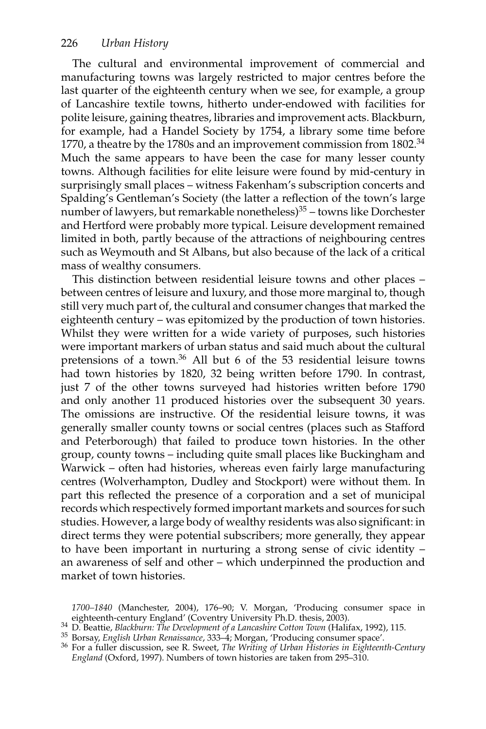The cultural and environmental improvement of commercial and manufacturing towns was largely restricted to major centres before the last quarter of the eighteenth century when we see, for example, a group of Lancashire textile towns, hitherto under-endowed with facilities for polite leisure, gaining theatres, libraries and improvement acts. Blackburn, for example, had a Handel Society by 1754, a library some time before 1770, a theatre by the 1780s and an improvement commission from 1802.[34] Much the same appears to have been the case for many lesser county towns. Although facilities for elite leisure were found by mid-century in surprisingly small places – witness Fakenham's subscription concerts and Spalding's Gentleman's Society (the latter a reflection of the town's large number of lawyers, but remarkable nonetheless)[35] – towns like Dorchester and Hertford were probably more typical. Leisure development remained limited in both, partly because of the attractions of neighbouring centres such as Weymouth and St Albans, but also because of the lack of a critical mass of wealthy consumers.

This distinction between residential leisure towns and other places – between centres of leisure and luxury, and those more marginal to, though still very much part of, the cultural and consumer changes that marked the eighteenth century – was epitomized by the production of town histories. Whilst they were written for a wide variety of purposes, such histories were important markers of urban status and said much about the cultural pretensions of a town.[36] All but 6 of the 53 residential leisure towns had town histories by 1820, 32 being written before 1790. In contrast, just 7 of the other towns surveyed had histories written before 1790 and only another 11 produced histories over the subsequent 30 years. The omissions are instructive. Of the residential leisure towns, it was generally smaller county towns or social centres (places such as Stafford and Peterborough) that failed to produce town histories. In the other group, county towns – including quite small places like Buckingham and Warwick – often had histories, whereas even fairly large manufacturing centres (Wolverhampton, Dudley and Stockport) were without them. In part this reflected the presence of a corporation and a set of municipal records which respectively formed important markets and sources for such studies. However, a large body of wealthy residents was also significant: in direct terms they were potential subscribers; more generally, they appear to have been important in nurturing a strong sense of civic identity – an awareness of self and other – which underpinned the production and market of town histories.

*1700–1840* (Manchester, 2004), 176–90; V. Morgan, 'Producing consumer space in eighteenth-century England' (Coventry University Ph.D. thesis, 2003).

[34] D. Beattie, *Blackburn: The Development of a Lancashire Cotton Town* (Halifax, 1992), 115.

[35] Borsay, *English Urban Renaissance*, 333–4; Morgan, 'Producing consumer space'.

[36] For a fuller discussion, see R. Sweet, *The Writing of Urban Histories in Eighteenth-Century England* (Oxford, 1997). Numbers of town histories are taken from 295–310.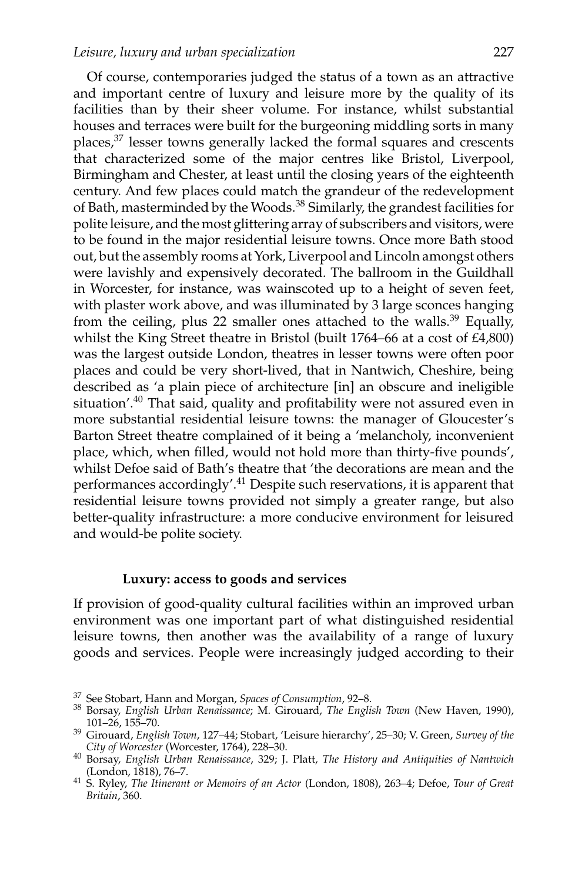Of course, contemporaries judged the status of a town as an attractive and important centre of luxury and leisure more by the quality of its facilities than by their sheer volume. For instance, whilst substantial houses and terraces were built for the burgeoning middling sorts in many places,[37] lesser towns generally lacked the formal squares and crescents that characterized some of the major centres like Bristol, Liverpool, Birmingham and Chester, at least until the closing years of the eighteenth century. And few places could match the grandeur of the redevelopment of Bath, masterminded by the Woods.[38] Similarly, the grandest facilities for polite leisure, and the most glittering array of subscribers and visitors, were to be found in the major residential leisure towns. Once more Bath stood out, but the assembly rooms at York, Liverpool and Lincoln amongst others were lavishly and expensively decorated. The ballroom in the Guildhall in Worcester, for instance, was wainscoted up to a height of seven feet, with plaster work above, and was illuminated by 3 large sconces hanging from the ceiling, plus 22 smaller ones attached to the walls.[39] Equally, whilst the King Street theatre in Bristol (built 1764–66 at a cost of £4,800) was the largest outside London, theatres in lesser towns were often poor places and could be very short-lived, that in Nantwich, Cheshire, being described as 'a plain piece of architecture [in] an obscure and ineligible situation'.[40] That said, quality and profitability were not assured even in more substantial residential leisure towns: the manager of Gloucester's Barton Street theatre complained of it being a 'melancholy, inconvenient place, which, when filled, would not hold more than thirty-five pounds', whilst Defoe said of Bath's theatre that 'the decorations are mean and the performances accordingly'.[41] Despite such reservations, it is apparent that residential leisure towns provided not simply a greater range, but also better-quality infrastructure: a more conducive environment for leisured and would-be polite society.

### Luxury: access to goods and services

If provision of good-quality cultural facilities within an improved urban environment was one important part of what distinguished residential leisure towns, then another was the availability of a range of luxury goods and services. People were increasingly judged according to their

---

[37] See Stobart, Hann and Morgan, *Spaces of Consumption*, 92–8.

[38] Borsay, *English Urban Renaissance*; M. Girouard, *The English Town* (New Haven, 1990), 101–26, 155–70.

[39] Girouard, *English Town*, 127–44; Stobart, 'Leisure hierarchy', 25–30; V. Green, *Survey of the City of Worcester* (Worcester, 1764), 228–30.

[40] Borsay, *English Urban Renaissance*, 329; J. Platt, *The History and Antiquities of Nantwich* (London, 1818), 76–7.

[41] S. Ryley, *The Itinerant or Memoirs of an Actor* (London, 1808), 263–4; Defoe, *Tour of Great Britain*, 360.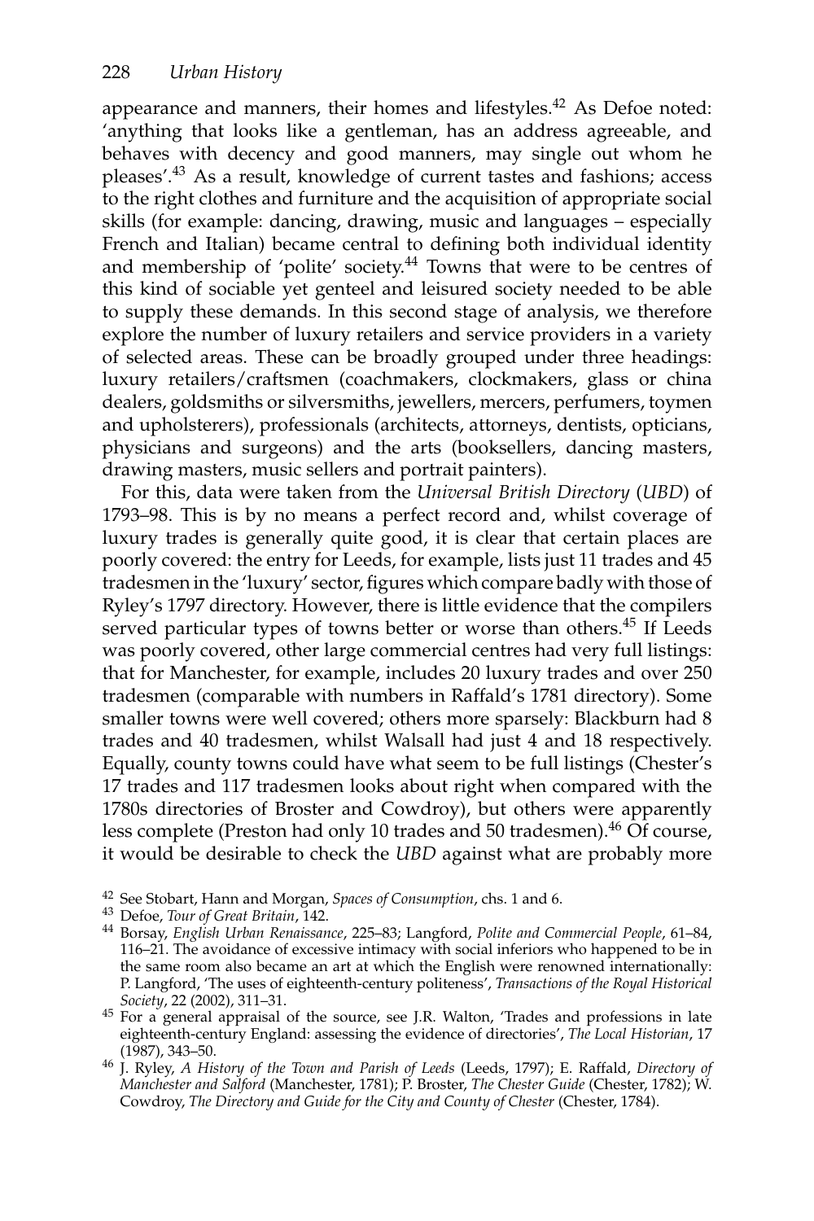appearance and manners, their homes and lifestyles.[42] As Defoe noted: 'anything that looks like a gentleman, has an address agreeable, and behaves with decency and good manners, may single out whom he pleases'.[43] As a result, knowledge of current tastes and fashions; access to the right clothes and furniture and the acquisition of appropriate social skills (for example: dancing, drawing, music and languages – especially French and Italian) became central to defining both individual identity and membership of 'polite' society.[44] Towns that were to be centres of this kind of sociable yet genteel and leisured society needed to be able to supply these demands. In this second stage of analysis, we therefore explore the number of luxury retailers and service providers in a variety of selected areas. These can be broadly grouped under three headings: luxury retailers/craftsmen (coachmakers, clockmakers, glass or china dealers, goldsmiths or silversmiths, jewellers, mercers, perfumers, toymen and upholsterers), professionals (architects, attorneys, dentists, opticians, physicians and surgeons) and the arts (booksellers, dancing masters, drawing masters, music sellers and portrait painters).

For this, data were taken from the *Universal British Directory* (*UBD*) of 1793–98. This is by no means a perfect record and, whilst coverage of luxury trades is generally quite good, it is clear that certain places are poorly covered: the entry for Leeds, for example, lists just 11 trades and 45 tradesmen in the 'luxury' sector, figures which compare badly with those of Ryley's 1797 directory. However, there is little evidence that the compilers served particular types of towns better or worse than others.[45] If Leeds was poorly covered, other large commercial centres had very full listings: that for Manchester, for example, includes 20 luxury trades and over 250 tradesmen (comparable with numbers in Raffald's 1781 directory). Some smaller towns were well covered; others more sparsely: Blackburn had 8 trades and 40 tradesmen, whilst Walsall had just 4 and 18 respectively. Equally, county towns could have what seem to be full listings (Chester's 17 trades and 117 tradesmen looks about right when compared with the 1780s directories of Broster and Cowdroy), but others were apparently less complete (Preston had only 10 trades and 50 tradesmen).[46] Of course, it would be desirable to check the *UBD* against what are probably more

[42] See Stobart, Hann and Morgan, *Spaces of Consumption*, chs. 1 and 6.

[43] Defoe, *Tour of Great Britain*, 142.

[44] Borsay, *English Urban Renaissance*, 225–83; Langford, *Polite and Commercial People*, 61–84, 116–21. The avoidance of excessive intimacy with social inferiors who happened to be in the same room also became an art at which the English were renowned internationally: P. Langford, 'The uses of eighteenth-century politeness', *Transactions of the Royal Historical Society*, 22 (2002), 311–31.

[45] For a general appraisal of the source, see J.R. Walton, 'Trades and professions in late eighteenth-century England: assessing the evidence of directories', *The Local Historian*, 17 (1987), 343–50.

[46] J. Ryley, *A History of the Town and Parish of Leeds* (Leeds, 1797); E. Raffald, *Directory of Manchester and Salford* (Manchester, 1781); P. Broster, *The Chester Guide* (Chester, 1782); W. Cowdroy, *The Directory and Guide for the City and County of Chester* (Chester, 1784).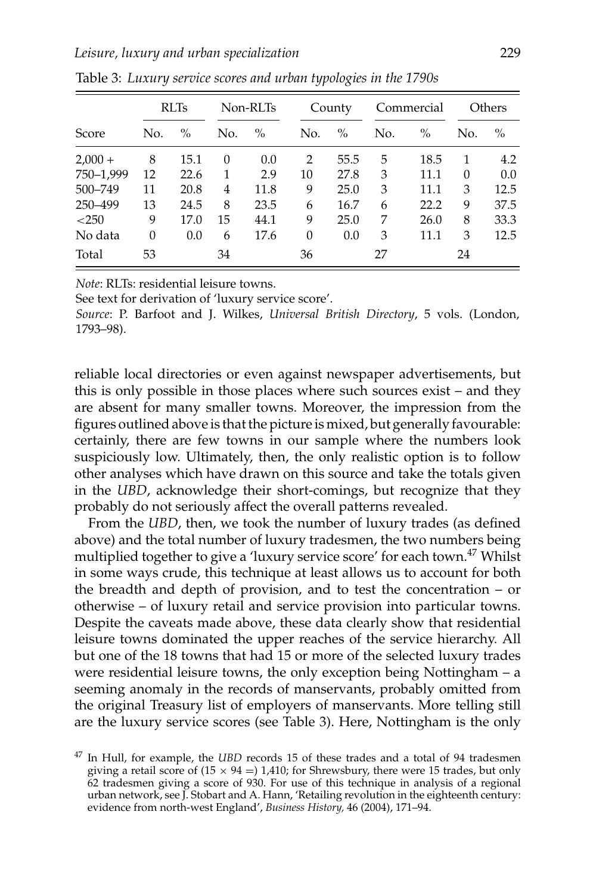Table 3: *Luxury service scores and urban typologies in the 1790s*

| | RLTs | | Non-RLTs | | County | | Commercial | | Others | |
|---|---|---|---|---|---|---|---|---|---|---|
| Score | No. | % | No. | % | No. | % | No. | % | No. | % |
| 2,000 + | 8 | 15.1 | 0 | 0.0 | 2 | 55.5 | 5 | 18.5 | 1 | 4.2 |
| 750–1,999 | 12 | 22.6 | 1 | 2.9 | 10 | 27.8 | 3 | 11.1 | 0 | 0.0 |
| 500–749 | 11 | 20.8 | 4 | 11.8 | 9 | 25.0 | 3 | 11.1 | 3 | 12.5 |
| 250–499 | 13 | 24.5 | 8 | 23.5 | 6 | 16.7 | 6 | 22.2 | 9 | 37.5 |
| <250 | 9 | 17.0 | 15 | 44.1 | 9 | 25.0 | 7 | 26.0 | 8 | 33.3 |
| No data | 0 | 0.0 | 6 | 17.6 | 0 | 0.0 | 3 | 11.1 | 3 | 12.5 |
| Total | 53 | | 34 | | 36 | | 27 | | 24 | |

*Note*: RLTs: residential leisure towns.

See text for derivation of 'luxury service score'.

*Source*: P. Barfoot and J. Wilkes, *Universal British Directory*, 5 vols. (London, 1793–98).

reliable local directories or even against newspaper advertisements, but this is only possible in those places where such sources exist – and they are absent for many smaller towns. Moreover, the impression from the figures outlined above is that the picture is mixed, but generally favourable: certainly, there are few towns in our sample where the numbers look suspiciously low. Ultimately, then, the only realistic option is to follow other analyses which have drawn on this source and take the totals given in the *UBD*, acknowledge their short-comings, but recognize that they probably do not seriously affect the overall patterns revealed.

From the *UBD*, then, we took the number of luxury trades (as defined above) and the total number of luxury tradesmen, the two numbers being multiplied together to give a 'luxury service score' for each town.[47] Whilst in some ways crude, this technique at least allows us to account for both the breadth and depth of provision, and to test the concentration – or otherwise – of luxury retail and service provision into particular towns. Despite the caveats made above, these data clearly show that residential leisure towns dominated the upper reaches of the service hierarchy. All but one of the 18 towns that had 15 or more of the selected luxury trades were residential leisure towns, the only exception being Nottingham – a seeming anomaly in the records of manservants, probably omitted from the original Treasury list of employers of manservants. More telling still are the luxury service scores (see Table 3). Here, Nottingham is the only

[47] In Hull, for example, the *UBD* records 15 of these trades and a total of 94 tradesmen giving a retail score of ($15 \times 94 =$) 1,410; for Shrewsbury, there were 15 trades, but only 62 tradesmen giving a score of 930. For use of this technique in analysis of a regional urban network, see J. Stobart and A. Hann, 'Retailing revolution in the eighteenth century: evidence from north-west England', *Business History*, 46 (2004), 171–94.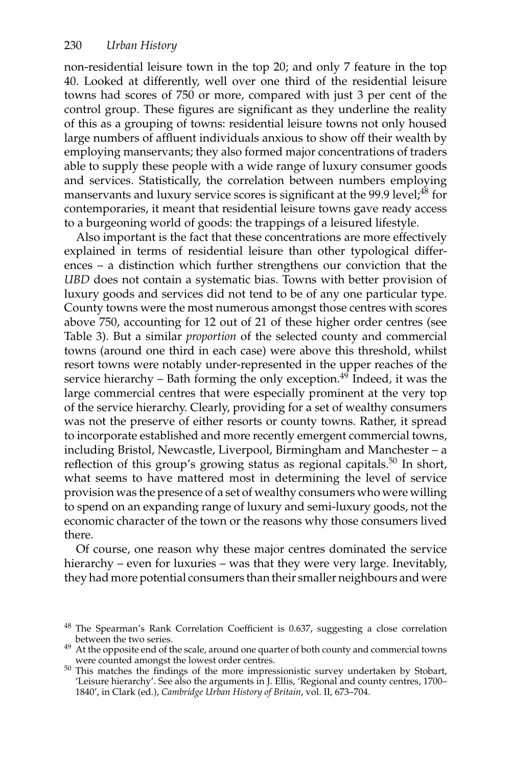non-residential leisure town in the top 20; and only 7 feature in the top 40. Looked at differently, well over one third of the residential leisure towns had scores of 750 or more, compared with just 3 per cent of the control group. These figures are significant as they underline the reality of this as a grouping of towns: residential leisure towns not only housed large numbers of affluent individuals anxious to show off their wealth by employing manservants; they also formed major concentrations of traders able to supply these people with a wide range of luxury consumer goods and services. Statistically, the correlation between numbers employing manservants and luxury service scores is significant at the 99.9 level;[48] for contemporaries, it meant that residential leisure towns gave ready access to a burgeoning world of goods: the trappings of a leisured lifestyle.

Also important is the fact that these concentrations are more effectively explained in terms of residential leisure than other typological differences – a distinction which further strengthens our conviction that the *UBD* does not contain a systematic bias. Towns with better provision of luxury goods and services did not tend to be of any one particular type. County towns were the most numerous amongst those centres with scores above 750, accounting for 12 out of 21 of these higher order centres (see Table 3). But a similar *proportion* of the selected county and commercial towns (around one third in each case) were above this threshold, whilst resort towns were notably under-represented in the upper reaches of the service hierarchy – Bath forming the only exception.[49] Indeed, it was the large commercial centres that were especially prominent at the very top of the service hierarchy. Clearly, providing for a set of wealthy consumers was not the preserve of either resorts or county towns. Rather, it spread to incorporate established and more recently emergent commercial towns, including Bristol, Newcastle, Liverpool, Birmingham and Manchester – a reflection of this group's growing status as regional capitals.[50] In short, what seems to have mattered most in determining the level of service provision was the presence of a set of wealthy consumers who were willing to spend on an expanding range of luxury and semi-luxury goods, not the economic character of the town or the reasons why those consumers lived there.

Of course, one reason why these major centres dominated the service hierarchy – even for luxuries – was that they were very large. Inevitably, they had more potential consumers than their smaller neighbours and were

---

[48] The Spearman's Rank Correlation Coefficient is 0.637, suggesting a close correlation between the two series.

[49] At the opposite end of the scale, around one quarter of both county and commercial towns were counted amongst the lowest order centres.

[50] This matches the findings of the more impressionistic survey undertaken by Stobart, 'Leisure hierarchy'. See also the arguments in J. Ellis, 'Regional and county centres, 1700–1840', in Clark (ed.), *Cambridge Urban History of Britain*, vol. II, 673–704.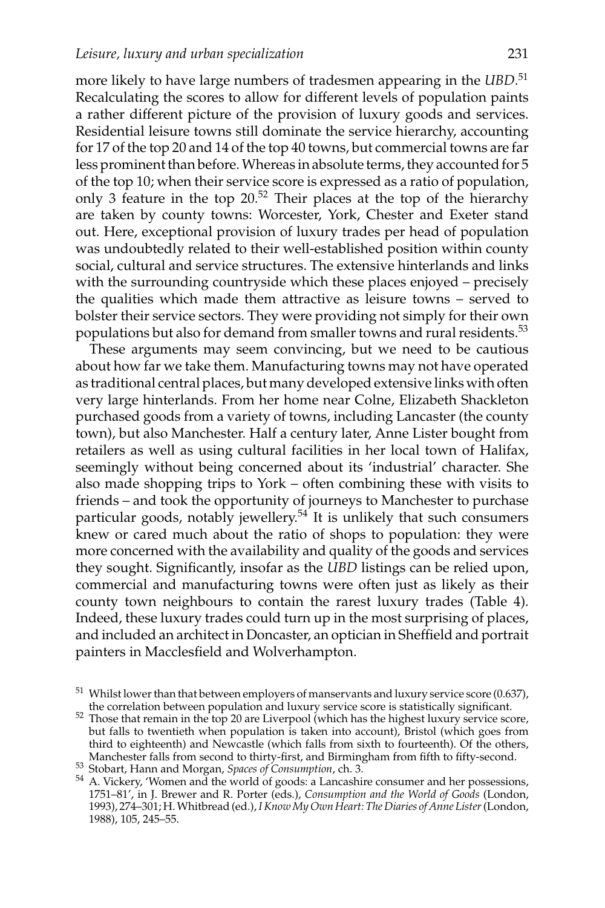more likely to have large numbers of tradesmen appearing in the *UBD*.[51] Recalculating the scores to allow for different levels of population paints a rather different picture of the provision of luxury goods and services. Residential leisure towns still dominate the service hierarchy, accounting for 17 of the top 20 and 14 of the top 40 towns, but commercial towns are far less prominent than before. Whereas in absolute terms, they accounted for 5 of the top 10; when their service score is expressed as a ratio of population, only 3 feature in the top 20.[52] Their places at the top of the hierarchy are taken by county towns: Worcester, York, Chester and Exeter stand out. Here, exceptional provision of luxury trades per head of population was undoubtedly related to their well-established position within county social, cultural and service structures. The extensive hinterlands and links with the surrounding countryside which these places enjoyed – precisely the qualities which made them attractive as leisure towns – served to bolster their service sectors. They were providing not simply for their own populations but also for demand from smaller towns and rural residents.[53]

These arguments may seem convincing, but we need to be cautious about how far we take them. Manufacturing towns may not have operated as traditional central places, but many developed extensive links with often very large hinterlands. From her home near Colne, Elizabeth Shackleton purchased goods from a variety of towns, including Lancaster (the county town), but also Manchester. Half a century later, Anne Lister bought from retailers as well as using cultural facilities in her local town of Halifax, seemingly without being concerned about its 'industrial' character. She also made shopping trips to York – often combining these with visits to friends – and took the opportunity of journeys to Manchester to purchase particular goods, notably jewellery.[54] It is unlikely that such consumers knew or cared much about the ratio of shops to population: they were more concerned with the availability and quality of the goods and services they sought. Significantly, insofar as the *UBD* listings can be relied upon, commercial and manufacturing towns were often just as likely as their county town neighbours to contain the rarest luxury trades (Table 4). Indeed, these luxury trades could turn up in the most surprising of places, and included an architect in Doncaster, an optician in Sheffield and portrait painters in Macclesfield and Wolverhampton.

---

[51] Whilst lower than that between employers of manservants and luxury service score (0.637), the correlation between population and luxury service score is statistically significant.

[52] Those that remain in the top 20 are Liverpool (which has the highest luxury service score, but falls to twentieth when population is taken into account), Bristol (which goes from third to eighteenth) and Newcastle (which falls from sixth to fourteenth). Of the others, Manchester falls from second to thirty-first, and Birmingham from fifth to fifty-second.

[53] Stobart, Hann and Morgan, *Spaces of Consumption*, ch. 3.

[54] A. Vickery, 'Women and the world of goods: a Lancashire consumer and her possessions, 1751–81', in J. Brewer and R. Porter (eds.), *Consumption and the World of Goods* (London, 1993), 274–301; H. Whitbread (ed.), *I Know My Own Heart: The Diaries of Anne Lister* (London, 1988), 105, 245–55.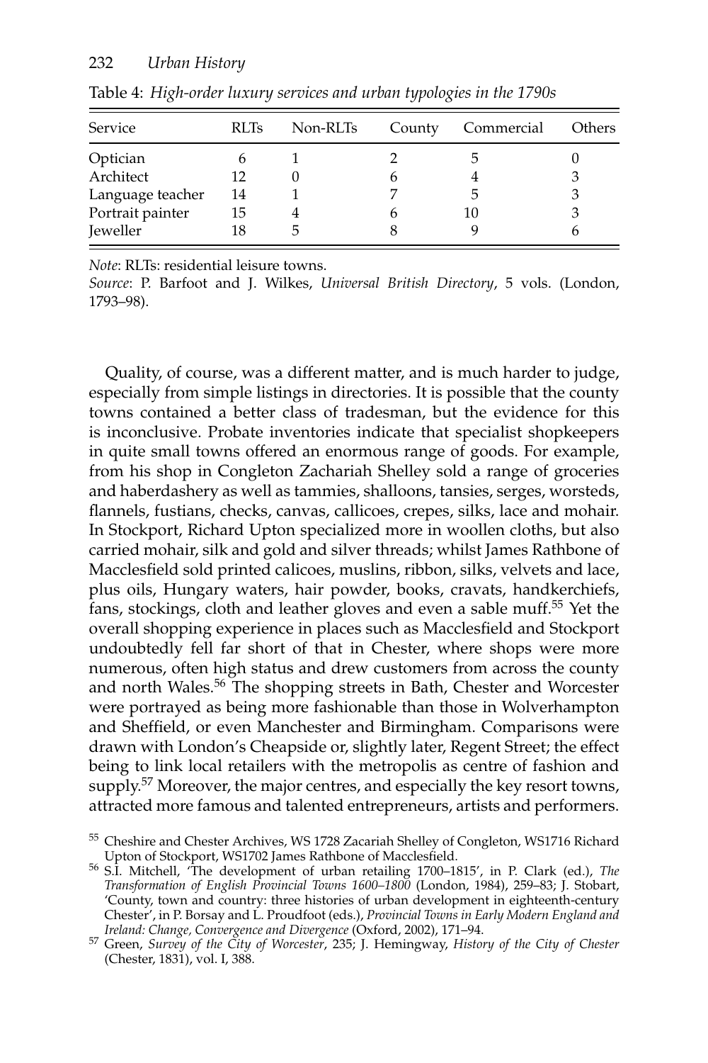Table 4: *High-order luxury services and urban typologies in the 1790s*

| Service | RLTs | Non-RLTs | County | Commercial | Others |
|---|---|---|---|---|---|
| Optician | 6 | 1 | 2 | 5 | 0 |
| Architect | 12 | 0 | 6 | 4 | 3 |
| Language teacher | 14 | 1 | 7 | 5 | 3 |
| Portrait painter | 15 | 4 | 6 | 10 | 3 |
| Jeweller | 18 | 5 | 8 | 9 | 6 |

*Note*: RLTs: residential leisure towns.

*Source*: P. Barfoot and J. Wilkes, *Universal British Directory*, 5 vols. (London, 1793–98).

Quality, of course, was a different matter, and is much harder to judge, especially from simple listings in directories. It is possible that the county towns contained a better class of tradesman, but the evidence for this is inconclusive. Probate inventories indicate that specialist shopkeepers in quite small towns offered an enormous range of goods. For example, from his shop in Congleton Zachariah Shelley sold a range of groceries and haberdashery as well as tammies, shalloons, tansies, serges, worsteds, flannels, fustians, checks, canvas, callicoes, crepes, silks, lace and mohair. In Stockport, Richard Upton specialized more in woollen cloths, but also carried mohair, silk and gold and silver threads; whilst James Rathbone of Macclesfield sold printed calicoes, muslins, ribbon, silks, velvets and lace, plus oils, Hungary waters, hair powder, books, cravats, handkerchiefs, fans, stockings, cloth and leather gloves and even a sable muff.[55] Yet the overall shopping experience in places such as Macclesfield and Stockport undoubtedly fell far short of that in Chester, where shops were more numerous, often high status and drew customers from across the county and north Wales.[56] The shopping streets in Bath, Chester and Worcester were portrayed as being more fashionable than those in Wolverhampton and Sheffield, or even Manchester and Birmingham. Comparisons were drawn with London's Cheapside or, slightly later, Regent Street; the effect being to link local retailers with the metropolis as centre of fashion and supply.[57] Moreover, the major centres, and especially the key resort towns, attracted more famous and talented entrepreneurs, artists and performers.

[55] Cheshire and Chester Archives, WS 1728 Zacariah Shelley of Congleton, WS1716 Richard Upton of Stockport, WS1702 James Rathbone of Macclesfield.

[56] S.I. Mitchell, 'The development of urban retailing 1700–1815', in P. Clark (ed.), *The Transformation of English Provincial Towns 1600–1800* (London, 1984), 259–83; J. Stobart, 'County, town and country: three histories of urban development in eighteenth-century Chester', in P. Borsay and L. Proudfoot (eds.), *Provincial Towns in Early Modern England and Ireland: Change, Convergence and Divergence* (Oxford, 2002), 171–94.

[57] Green, *Survey of the City of Worcester*, 235; J. Hemingway, *History of the City of Chester* (Chester, 1831), vol. I, 388.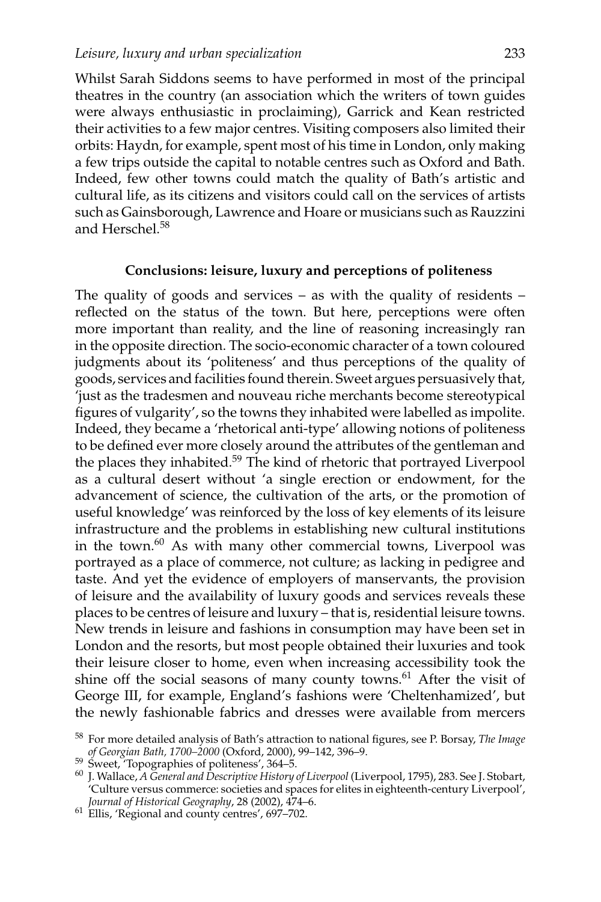Whilst Sarah Siddons seems to have performed in most of the principal theatres in the country (an association which the writers of town guides were always enthusiastic in proclaiming), Garrick and Kean restricted their activities to a few major centres. Visiting composers also limited their orbits: Haydn, for example, spent most of his time in London, only making a few trips outside the capital to notable centres such as Oxford and Bath. Indeed, few other towns could match the quality of Bath's artistic and cultural life, as its citizens and visitors could call on the services of artists such as Gainsborough, Lawrence and Hoare or musicians such as Rauzzini and Herschel.[58]

## Conclusions: leisure, luxury and perceptions of politeness

The quality of goods and services – as with the quality of residents – reflected on the status of the town. But here, perceptions were often more important than reality, and the line of reasoning increasingly ran in the opposite direction. The socio-economic character of a town coloured judgments about its 'politeness' and thus perceptions of the quality of goods, services and facilities found therein. Sweet argues persuasively that, 'just as the tradesmen and nouveau riche merchants become stereotypical figures of vulgarity', so the towns they inhabited were labelled as impolite. Indeed, they became a 'rhetorical anti-type' allowing notions of politeness to be defined ever more closely around the attributes of the gentleman and the places they inhabited.[59] The kind of rhetoric that portrayed Liverpool as a cultural desert without 'a single erection or endowment, for the advancement of science, the cultivation of the arts, or the promotion of useful knowledge' was reinforced by the loss of key elements of its leisure infrastructure and the problems in establishing new cultural institutions in the town.[60] As with many other commercial towns, Liverpool was portrayed as a place of commerce, not culture; as lacking in pedigree and taste. And yet the evidence of employers of manservants, the provision of leisure and the availability of luxury goods and services reveals these places to be centres of leisure and luxury – that is, residential leisure towns. New trends in leisure and fashions in consumption may have been set in London and the resorts, but most people obtained their luxuries and took their leisure closer to home, even when increasing accessibility took the shine off the social seasons of many county towns.[61] After the visit of George III, for example, England's fashions were 'Cheltenhamized', but the newly fashionable fabrics and dresses were available from mercers

[58] For more detailed analysis of Bath's attraction to national figures, see P. Borsay, *The Image of Georgian Bath, 1700–2000* (Oxford, 2000), 99–142, 396–9.

[59] Sweet, 'Topographies of politeness', 364–5.

[60] J. Wallace, *A General and Descriptive History of Liverpool* (Liverpool, 1795), 283. See J. Stobart, 'Culture versus commerce: societies and spaces for elites in eighteenth-century Liverpool', *Journal of Historical Geography*, 28 (2002), 474–6.

[61] Ellis, 'Regional and county centres', 697–702.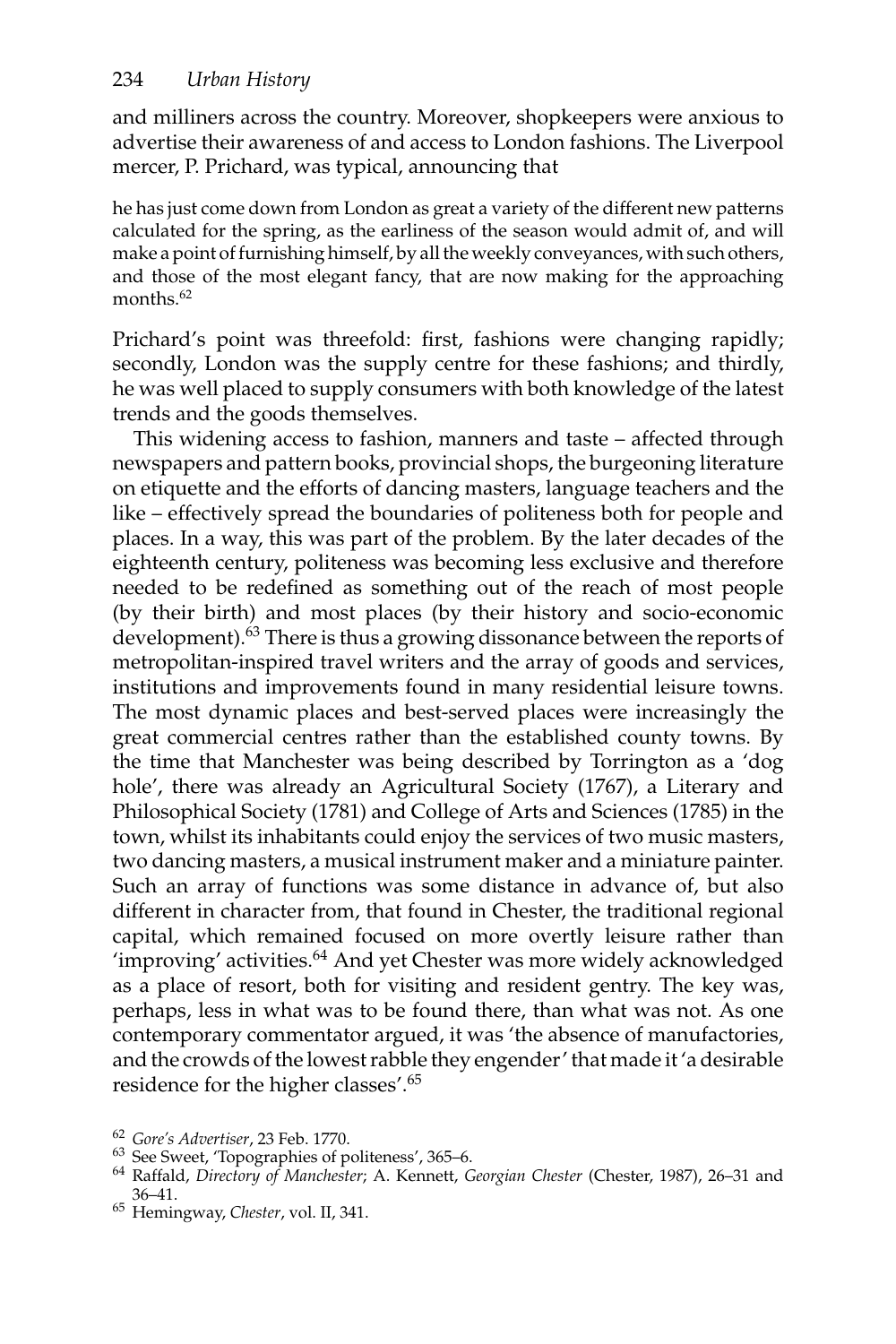and milliners across the country. Moreover, shopkeepers were anxious to advertise their awareness of and access to London fashions. The Liverpool mercer, P. Prichard, was typical, announcing that

> he has just come down from London as great a variety of the different new patterns calculated for the spring, as the earliness of the season would admit of, and will make a point of furnishing himself, by all the weekly conveyances, with such others, and those of the most elegant fancy, that are now making for the approaching months.[62]

Prichard's point was threefold: first, fashions were changing rapidly; secondly, London was the supply centre for these fashions; and thirdly, he was well placed to supply consumers with both knowledge of the latest trends and the goods themselves.

This widening access to fashion, manners and taste – affected through newspapers and pattern books, provincial shops, the burgeoning literature on etiquette and the efforts of dancing masters, language teachers and the like – effectively spread the boundaries of politeness both for people and places. In a way, this was part of the problem. By the later decades of the eighteenth century, politeness was becoming less exclusive and therefore needed to be redefined as something out of the reach of most people (by their birth) and most places (by their history and socio-economic development).[63] There is thus a growing dissonance between the reports of metropolitan-inspired travel writers and the array of goods and services, institutions and improvements found in many residential leisure towns. The most dynamic places and best-served places were increasingly the great commercial centres rather than the established county towns. By the time that Manchester was being described by Torrington as a 'dog hole', there was already an Agricultural Society (1767), a Literary and Philosophical Society (1781) and College of Arts and Sciences (1785) in the town, whilst its inhabitants could enjoy the services of two music masters, two dancing masters, a musical instrument maker and a miniature painter. Such an array of functions was some distance in advance of, but also different in character from, that found in Chester, the traditional regional capital, which remained focused on more overtly leisure rather than 'improving' activities.[64] And yet Chester was more widely acknowledged as a place of resort, both for visiting and resident gentry. The key was, perhaps, less in what was to be found there, than what was not. As one contemporary commentator argued, it was 'the absence of manufactories, and the crowds of the lowest rabble they engender' that made it 'a desirable residence for the higher classes'.[65]

---

[62] *Gore's Advertiser*, 23 Feb. 1770.

[63] See Sweet, 'Topographies of politeness', 365–6.

[64] Raffald, *Directory of Manchester*; A. Kennett, *Georgian Chester* (Chester, 1987), 26–31 and 36–41.

[65] Hemingway, *Chester*, vol. II, 341.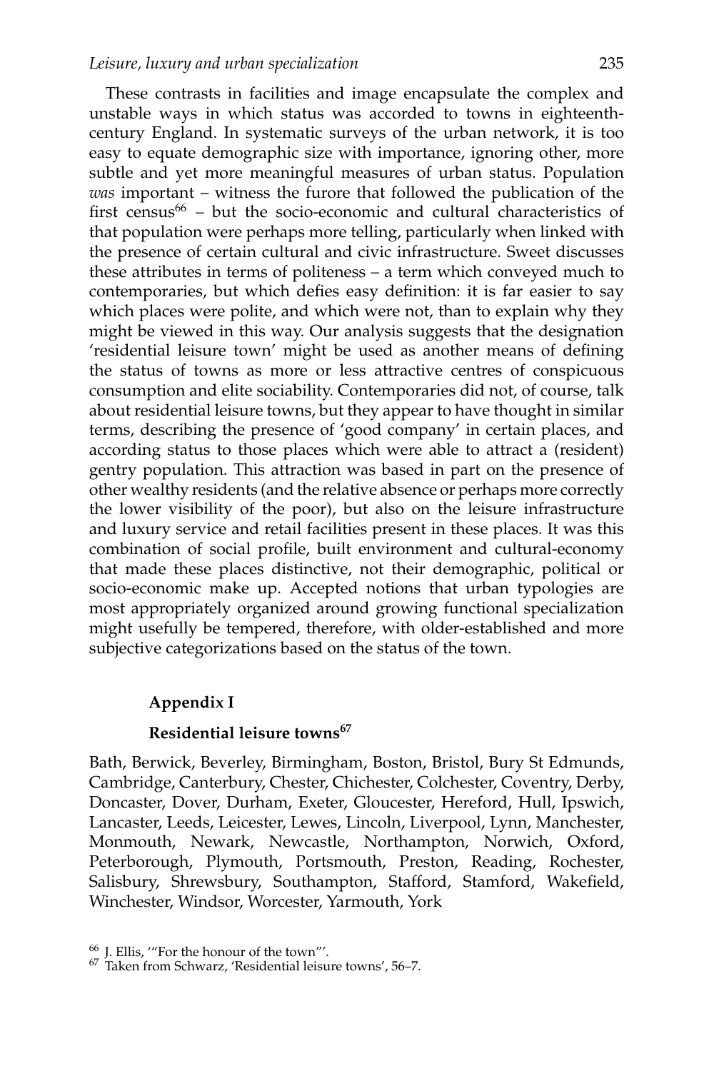These contrasts in facilities and image encapsulate the complex and unstable ways in which status was accorded to towns in eighteenth-century England. In systematic surveys of the urban network, it is too easy to equate demographic size with importance, ignoring other, more subtle and yet more meaningful measures of urban status. Population *was* important – witness the furore that followed the publication of the first census[66] – but the socio-economic and cultural characteristics of that population were perhaps more telling, particularly when linked with the presence of certain cultural and civic infrastructure. Sweet discusses these attributes in terms of politeness – a term which conveyed much to contemporaries, but which defies easy definition: it is far easier to say which places were polite, and which were not, than to explain why they might be viewed in this way. Our analysis suggests that the designation 'residential leisure town' might be used as another means of defining the status of towns as more or less attractive centres of conspicuous consumption and elite sociability. Contemporaries did not, of course, talk about residential leisure towns, but they appear to have thought in similar terms, describing the presence of 'good company' in certain places, and according status to those places which were able to attract a (resident) gentry population. This attraction was based in part on the presence of other wealthy residents (and the relative absence or perhaps more correctly the lower visibility of the poor), but also on the leisure infrastructure and luxury service and retail facilities present in these places. It was this combination of social profile, built environment and cultural-economy that made these places distinctive, not their demographic, political or socio-economic make up. Accepted notions that urban typologies are most appropriately organized around growing functional specialization might usefully be tempered, therefore, with older-established and more subjective categorizations based on the status of the town.

## Appendix I

### Residential leisure towns[67]

Bath, Berwick, Beverley, Birmingham, Boston, Bristol, Bury St Edmunds, Cambridge, Canterbury, Chester, Chichester, Colchester, Coventry, Derby, Doncaster, Dover, Durham, Exeter, Gloucester, Hereford, Hull, Ipswich, Lancaster, Leeds, Leicester, Lewes, Lincoln, Liverpool, Lynn, Manchester, Monmouth, Newark, Newcastle, Northampton, Norwich, Oxford, Peterborough, Plymouth, Portsmouth, Preston, Reading, Rochester, Salisbury, Shrewsbury, Southampton, Stafford, Stamford, Wakefield, Winchester, Windsor, Worcester, Yarmouth, York

[66] J. Ellis, '"For the honour of the town"'.

[67] Taken from Schwarz, 'Residential leisure towns', 56–7.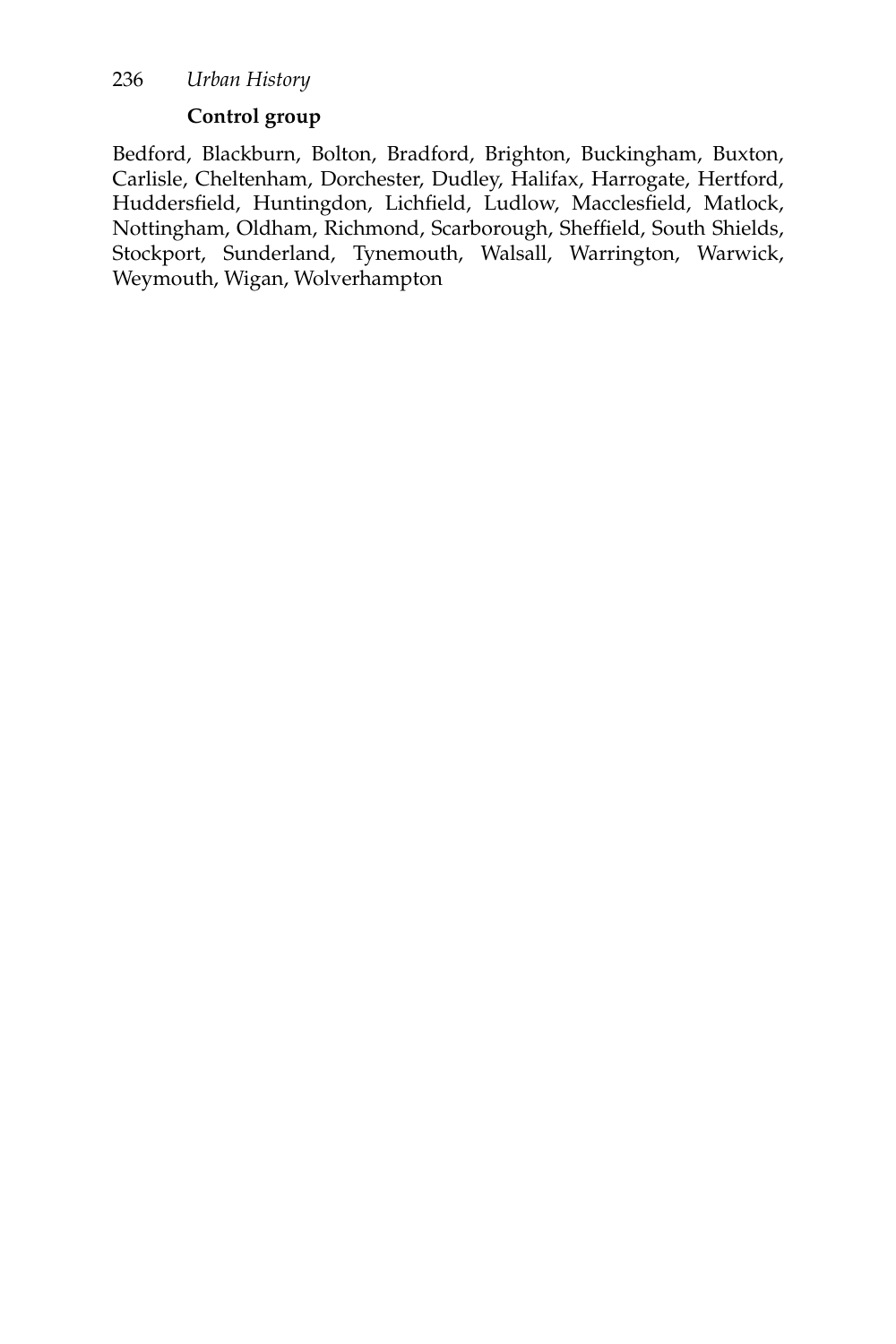**Control group**

Bedford, Blackburn, Bolton, Bradford, Brighton, Buckingham, Buxton, Carlisle, Cheltenham, Dorchester, Dudley, Halifax, Harrogate, Hertford, Huddersfield, Huntingdon, Lichfield, Ludlow, Macclesfield, Matlock, Nottingham, Oldham, Richmond, Scarborough, Sheffield, South Shields, Stockport, Sunderland, Tynemouth, Walsall, Warrington, Warwick, Weymouth, Wigan, Wolverhampton